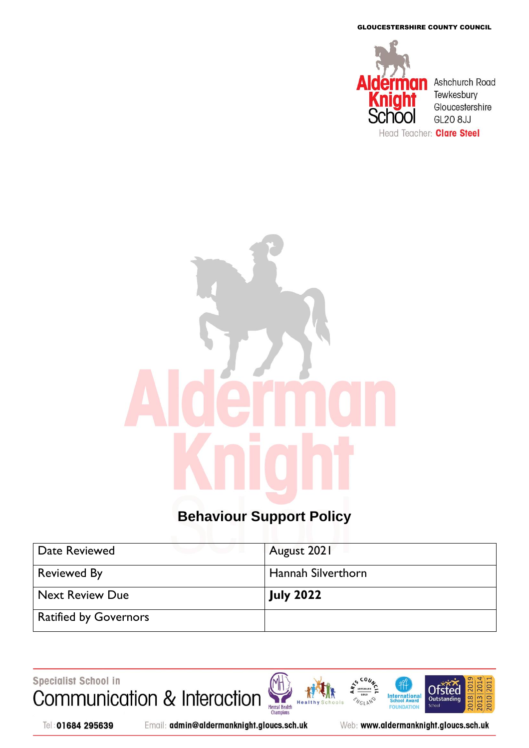GLOUCESTERSHIRE COUNTY COUNCIL

Alderman Knight School

Ashchurch Road
Tewkesbury
Gloucestershire
GL20 8JJ

Head Teacher: **Clare Steel**

# Behaviour Support Policy

| Date Reviewed | August 2021 |
| --- | --- |
| Reviewed By | Hannah Silverthorn |
| Next Review Due | **July 2022** |
| Ratified by Governors | |

Specialist School in
Communication & Interaction

Tel: **01684 295639** Email: **admin@aldermanknight.gloucs.sch.uk** Web: **www.aldermanknight.gloucs.sch.uk**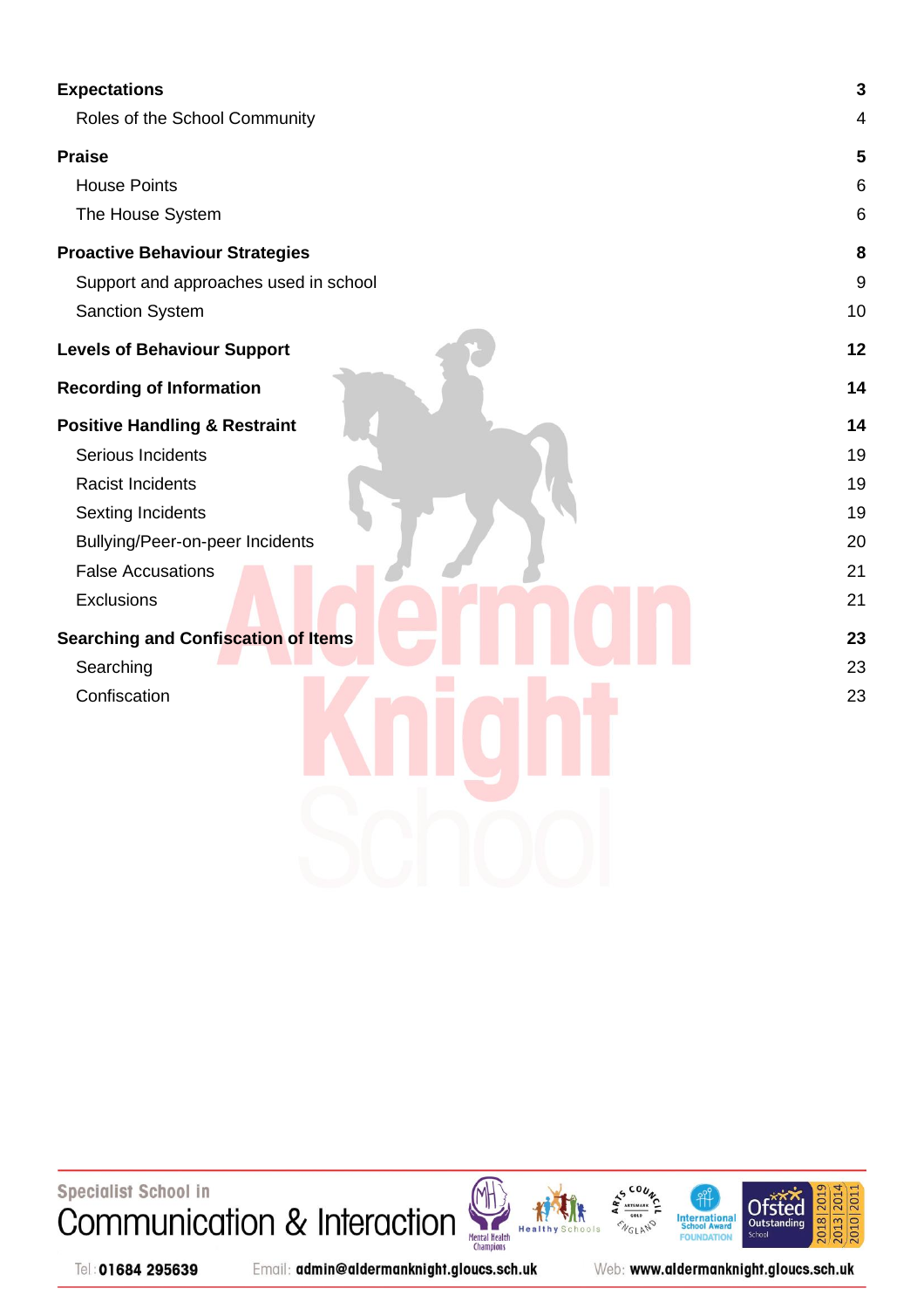| | |
|---|---|
| **Expectations** | **3** |
| Roles of the School Community | 4 |
| **Praise** | **5** |
| House Points | 6 |
| The House System | 6 |
| **Proactive Behaviour Strategies** | **8** |
| Support and approaches used in school | 9 |
| Sanction System | 10 |
| **Levels of Behaviour Support** | **12** |
| **Recording of Information** | **14** |
| **Positive Handling & Restraint** | **14** |
| Serious Incidents | 19 |
| Racist Incidents | 19 |
| Sexting Incidents | 19 |
| Bullying/Peer-on-peer Incidents | 20 |
| False Accusations | 21 |
| Exclusions | 21 |
| **Searching and Confiscation of Items** | **23** |
| Searching | 23 |
| Confiscation | 23 |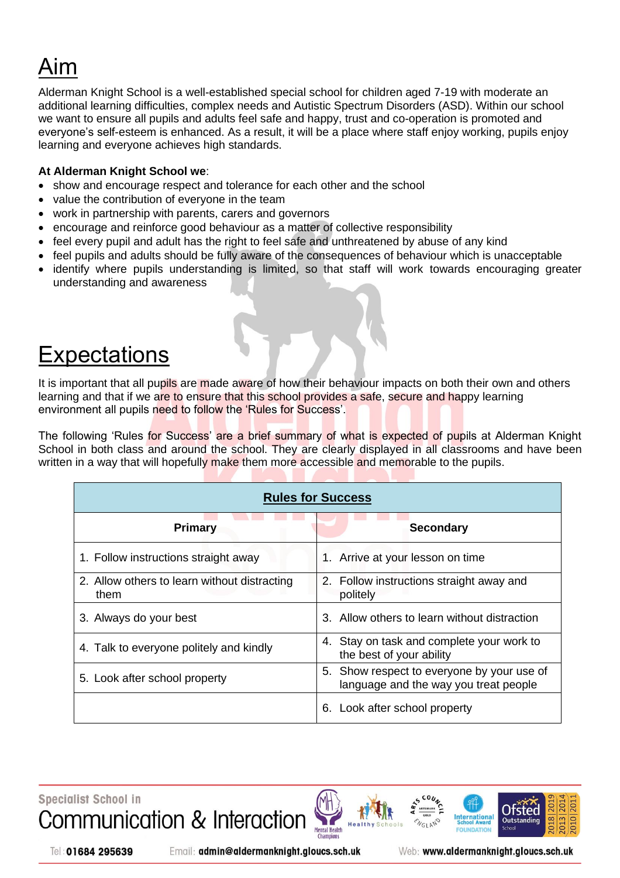# Aim

Alderman Knight School is a well-established special school for children aged 7-19 with moderate an additional learning difficulties, complex needs and Autistic Spectrum Disorders (ASD). Within our school we want to ensure all pupils and adults feel safe and happy, trust and co-operation is promoted and everyone's self-esteem is enhanced. As a result, it will be a place where staff enjoy working, pupils enjoy learning and everyone achieves high standards.

**At Alderman Knight School we**:

- show and encourage respect and tolerance for each other and the school
- value the contribution of everyone in the team
- work in partnership with parents, carers and governors
- encourage and reinforce good behaviour as a matter of collective responsibility
- feel every pupil and adult has the right to feel safe and unthreatened by abuse of any kind
- feel pupils and adults should be fully aware of the consequences of behaviour which is unacceptable
- identify where pupils understanding is limited, so that staff will work towards encouraging greater understanding and awareness

# Expectations

It is important that all pupils are made aware of how their behaviour impacts on both their own and others learning and that if we are to ensure that this school provides a safe, secure and happy learning environment all pupils need to follow the 'Rules for Success'.

The following 'Rules for Success' are a brief summary of what is expected of pupils at Alderman Knight School in both class and around the school. They are clearly displayed in all classrooms and have been written in a way that will hopefully make them more accessible and memorable to the pupils.

| **Rules for Success** | |
|---|---|
| **Primary** | **Secondary** |
| 1. Follow instructions straight away | 1. Arrive at your lesson on time |
| 2. Allow others to learn without distracting them | 2. Follow instructions straight away and politely |
| 3. Always do your best | 3. Allow others to learn without distraction |
| 4. Talk to everyone politely and kindly | 4. Stay on task and complete your work to the best of your ability |
| 5. Look after school property | 5. Show respect to everyone by your use of language and the way you treat people |
| | 6. Look after school property |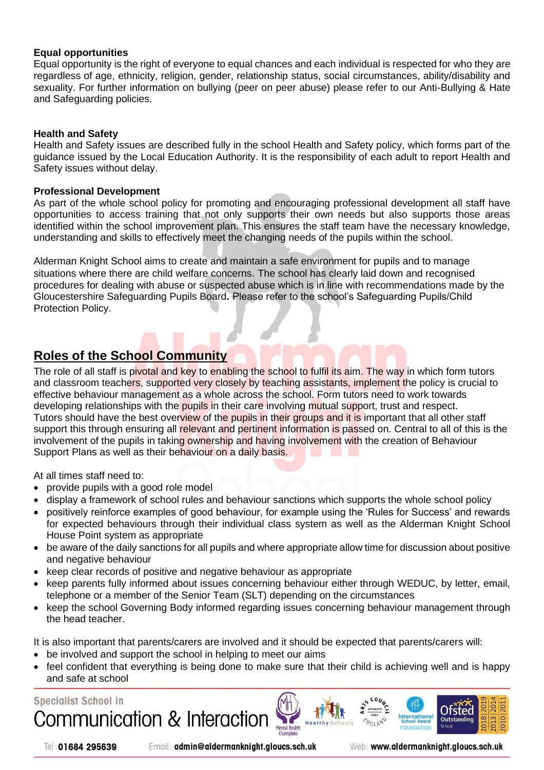**Equal opportunities**
Equal opportunity is the right of everyone to equal chances and each individual is respected for who they are regardless of age, ethnicity, religion, gender, relationship status, social circumstances, ability/disability and sexuality. For further information on bullying (peer on peer abuse) please refer to our Anti-Bullying & Hate and Safeguarding policies.

**Health and Safety**
Health and Safety issues are described fully in the school Health and Safety policy, which forms part of the guidance issued by the Local Education Authority. It is the responsibility of each adult to report Health and Safety issues without delay.

**Professional Development**
As part of the whole school policy for promoting and encouraging professional development all staff have opportunities to access training that not only supports their own needs but also supports those areas identified within the school improvement plan. This ensures the staff team have the necessary knowledge, understanding and skills to effectively meet the changing needs of the pupils within the school.

Alderman Knight School aims to create and maintain a safe environment for pupils and to manage situations where there are child welfare concerns. The school has clearly laid down and recognised procedures for dealing with abuse or suspected abuse which is in line with recommendations made by the Gloucestershire Safeguarding Pupils Board**.** Please refer to the school's Safeguarding Pupils/Child Protection Policy.

## Roles of the School Community

The role of all staff is pivotal and key to enabling the school to fulfil its aim. The way in which form tutors and classroom teachers, supported very closely by teaching assistants, implement the policy is crucial to effective behaviour management as a whole across the school. Form tutors need to work towards developing relationships with the pupils in their care involving mutual support, trust and respect. Tutors should have the best overview of the pupils in their groups and it is important that all other staff support this through ensuring all relevant and pertinent information is passed on. Central to all of this is the involvement of the pupils in taking ownership and having involvement with the creation of Behaviour Support Plans as well as their behaviour on a daily basis.

At all times staff need to:

- provide pupils with a good role model
- display a framework of school rules and behaviour sanctions which supports the whole school policy
- positively reinforce examples of good behaviour, for example using the 'Rules for Success' and rewards for expected behaviours through their individual class system as well as the Alderman Knight School House Point system as appropriate
- be aware of the daily sanctions for all pupils and where appropriate allow time for discussion about positive and negative behaviour
- keep clear records of positive and negative behaviour as appropriate
- keep parents fully informed about issues concerning behaviour either through WEDUC, by letter, email, telephone or a member of the Senior Team (SLT) depending on the circumstances
- keep the school Governing Body informed regarding issues concerning behaviour management through the head teacher.

It is also important that parents/carers are involved and it should be expected that parents/carers will:

- be involved and support the school in helping to meet our aims
- feel confident that everything is being done to make sure that their child is achieving well and is happy and safe at school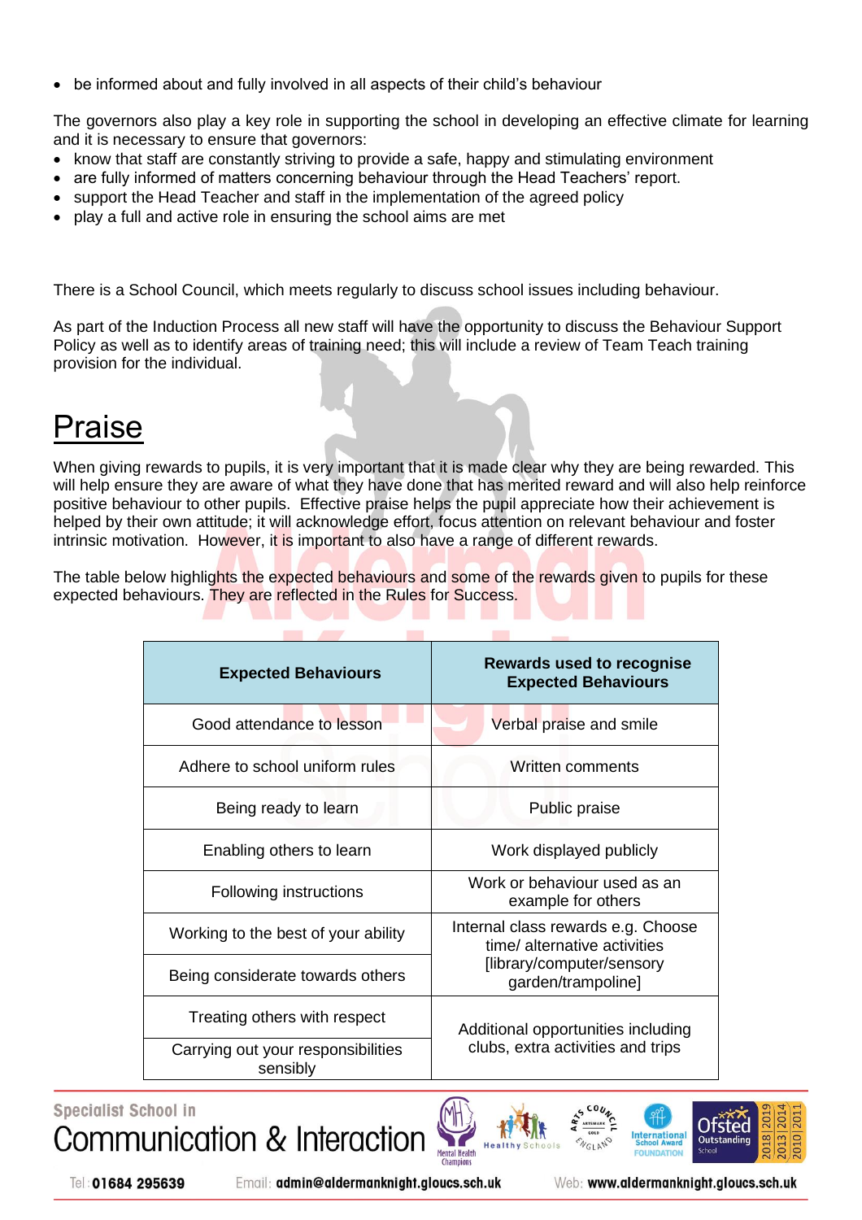- be informed about and fully involved in all aspects of their child's behaviour

The governors also play a key role in supporting the school in developing an effective climate for learning and it is necessary to ensure that governors:

- know that staff are constantly striving to provide a safe, happy and stimulating environment
- are fully informed of matters concerning behaviour through the Head Teachers' report.
- support the Head Teacher and staff in the implementation of the agreed policy
- play a full and active role in ensuring the school aims are met

There is a School Council, which meets regularly to discuss school issues including behaviour.

As part of the Induction Process all new staff will have the opportunity to discuss the Behaviour Support Policy as well as to identify areas of training need; this will include a review of Team Teach training provision for the individual.

# Praise

When giving rewards to pupils, it is very important that it is made clear why they are being rewarded. This will help ensure they are aware of what they have done that has merited reward and will also help reinforce positive behaviour to other pupils. Effective praise helps the pupil appreciate how their achievement is helped by their own attitude; it will acknowledge effort, focus attention on relevant behaviour and foster intrinsic motivation. However, it is important to also have a range of different rewards.

The table below highlights the expected behaviours and some of the rewards given to pupils for these expected behaviours. They are reflected in the Rules for Success.

| Expected Behaviours | Rewards used to recognise Expected Behaviours |
|---|---|
| Good attendance to lesson | Verbal praise and smile |
| Adhere to school uniform rules | Written comments |
| Being ready to learn | Public praise |
| Enabling others to learn | Work displayed publicly |
| Following instructions | Work or behaviour used as an example for others |
| Working to the best of your ability | Internal class rewards e.g. Choose time/ alternative activities [library/computer/sensory garden/trampoline] |
| Being considerate towards others | |
| Treating others with respect | Additional opportunities including clubs, extra activities and trips |
| Carrying out your responsibilities sensibly | |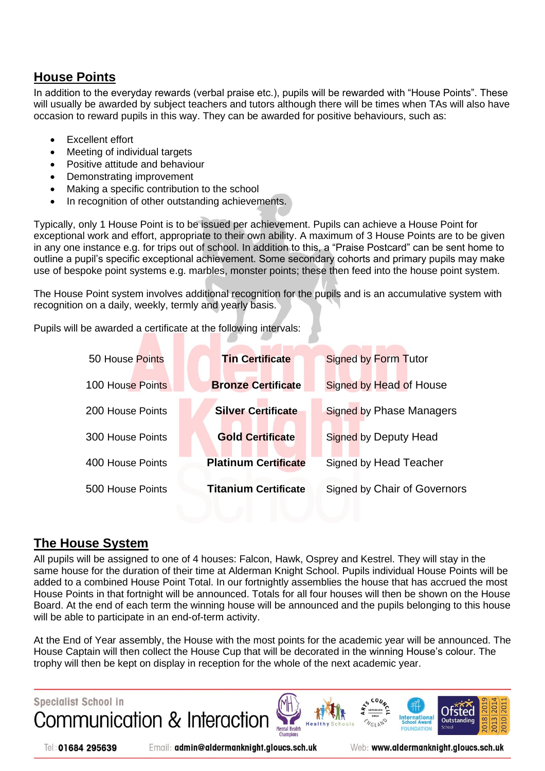## House Points

In addition to the everyday rewards (verbal praise etc.), pupils will be rewarded with "House Points". These will usually be awarded by subject teachers and tutors although there will be times when TAs will also have occasion to reward pupils in this way. They can be awarded for positive behaviours, such as:

- Excellent effort
- Meeting of individual targets
- Positive attitude and behaviour
- Demonstrating improvement
- Making a specific contribution to the school
- In recognition of other outstanding achievements.

Typically, only 1 House Point is to be issued per achievement. Pupils can achieve a House Point for exceptional work and effort, appropriate to their own ability. A maximum of 3 House Points are to be given in any one instance e.g. for trips out of school. In addition to this, a "Praise Postcard" can be sent home to outline a pupil's specific exceptional achievement. Some secondary cohorts and primary pupils may make use of bespoke point systems e.g. marbles, monster points; these then feed into the house point system.

The House Point system involves additional recognition for the pupils and is an accumulative system with recognition on a daily, weekly, termly and yearly basis.

Pupils will be awarded a certificate at the following intervals:

| | | |
|---|---|---|
| 50 House Points | **Tin Certificate** | Signed by Form Tutor |
| 100 House Points | **Bronze Certificate** | Signed by Head of House |
| 200 House Points | **Silver Certificate** | Signed by Phase Managers |
| 300 House Points | **Gold Certificate** | Signed by Deputy Head |
| 400 House Points | **Platinum Certificate** | Signed by Head Teacher |
| 500 House Points | **Titanium Certificate** | Signed by Chair of Governors |

## The House System

All pupils will be assigned to one of 4 houses: Falcon, Hawk, Osprey and Kestrel. They will stay in the same house for the duration of their time at Alderman Knight School. Pupils individual House Points will be added to a combined House Point Total. In our fortnightly assemblies the house that has accrued the most House Points in that fortnight will be announced. Totals for all four houses will then be shown on the House Board. At the end of each term the winning house will be announced and the pupils belonging to this house will be able to participate in an end-of-term activity.

At the End of Year assembly, the House with the most points for the academic year will be announced. The House Captain will then collect the House Cup that will be decorated in the winning House's colour. The trophy will then be kept on display in reception for the whole of the next academic year.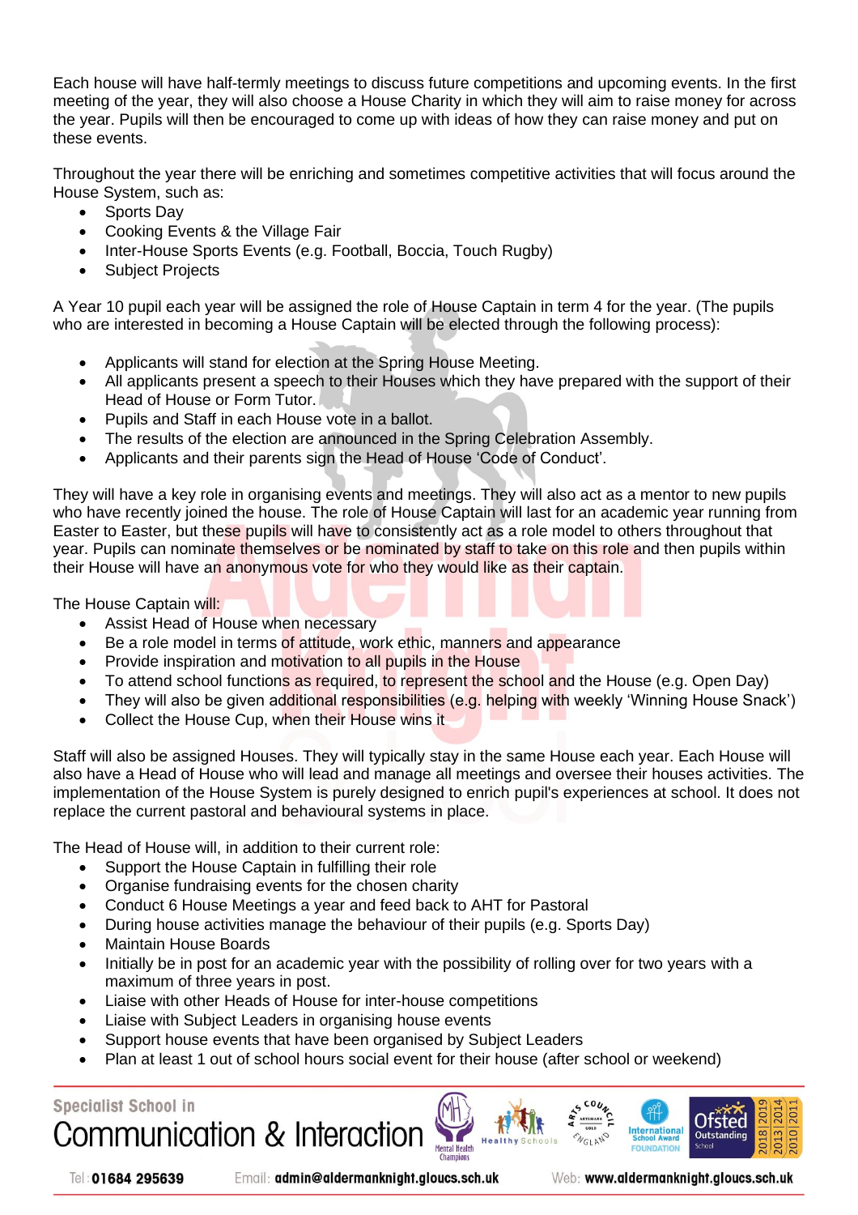Each house will have half-termly meetings to discuss future competitions and upcoming events. In the first meeting of the year, they will also choose a House Charity in which they will aim to raise money for across the year. Pupils will then be encouraged to come up with ideas of how they can raise money and put on these events.

Throughout the year there will be enriching and sometimes competitive activities that will focus around the House System, such as:

- Sports Day
- Cooking Events & the Village Fair
- Inter-House Sports Events (e.g. Football, Boccia, Touch Rugby)
- Subject Projects

A Year 10 pupil each year will be assigned the role of House Captain in term 4 for the year. (The pupils who are interested in becoming a House Captain will be elected through the following process):

- Applicants will stand for election at the Spring House Meeting.
- All applicants present a speech to their Houses which they have prepared with the support of their Head of House or Form Tutor.
- Pupils and Staff in each House vote in a ballot.
- The results of the election are announced in the Spring Celebration Assembly.
- Applicants and their parents sign the Head of House 'Code of Conduct'.

They will have a key role in organising events and meetings. They will also act as a mentor to new pupils who have recently joined the house. The role of House Captain will last for an academic year running from Easter to Easter, but these pupils will have to consistently act as a role model to others throughout that year. Pupils can nominate themselves or be nominated by staff to take on this role and then pupils within their House will have an anonymous vote for who they would like as their captain.

The House Captain will:

- Assist Head of House when necessary
- Be a role model in terms of attitude, work ethic, manners and appearance
- Provide inspiration and motivation to all pupils in the House
- To attend school functions as required, to represent the school and the House (e.g. Open Day)
- They will also be given additional responsibilities (e.g. helping with weekly 'Winning House Snack')
- Collect the House Cup, when their House wins it

Staff will also be assigned Houses. They will typically stay in the same House each year. Each House will also have a Head of House who will lead and manage all meetings and oversee their houses activities. The implementation of the House System is purely designed to enrich pupil's experiences at school. It does not replace the current pastoral and behavioural systems in place.

The Head of House will, in addition to their current role:

- Support the House Captain in fulfilling their role
- Organise fundraising events for the chosen charity
- Conduct 6 House Meetings a year and feed back to AHT for Pastoral
- During house activities manage the behaviour of their pupils (e.g. Sports Day)
- Maintain House Boards
- Initially be in post for an academic year with the possibility of rolling over for two years with a maximum of three years in post.
- Liaise with other Heads of House for inter-house competitions
- Liaise with Subject Leaders in organising house events
- Support house events that have been organised by Subject Leaders
- Plan at least 1 out of school hours social event for their house (after school or weekend)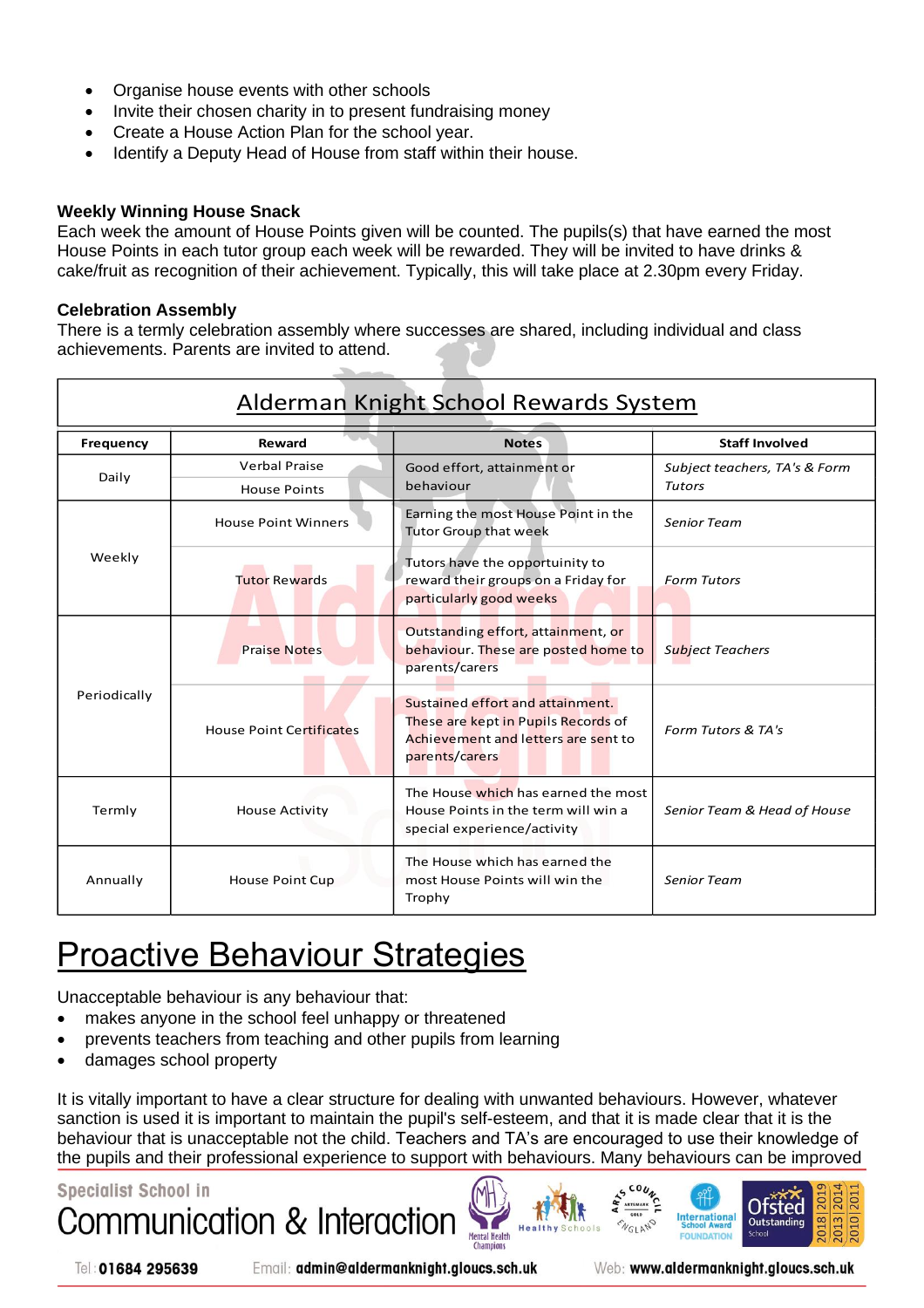- Organise house events with other schools
- Invite their chosen charity in to present fundraising money
- Create a House Action Plan for the school year.
- Identify a Deputy Head of House from staff within their house.

**Weekly Winning House Snack**
Each week the amount of House Points given will be counted. The pupils(s) that have earned the most House Points in each tutor group each week will be rewarded. They will be invited to have drinks & cake/fruit as recognition of their achievement. Typically, this will take place at 2.30pm every Friday.

**Celebration Assembly**
There is a termly celebration assembly where successes are shared, including individual and class achievements. Parents are invited to attend.

**Alderman Knight School Rewards System**

| Frequency | Reward | Notes | Staff Involved |
|---|---|---|---|
| Daily | Verbal Praise | Good effort, attainment or behaviour | *Subject teachers, TA's & Form Tutors* |
| | House Points | | |
| Weekly | House Point Winners | Earning the most House Point in the Tutor Group that week | *Senior Team* |
| | Tutor Rewards | Tutors have the opportunity to reward their groups on a Friday for particularly good weeks | *Form Tutors* |
| Periodically | Praise Notes | Outstanding effort, attainment, or behaviour. These are posted home to parents/carers | *Subject Teachers* |
| | House Point Certificates | Sustained effort and attainment. These are kept in Pupils Records of Achievement and letters are sent to parents/carers | *Form Tutors & TA's* |
| Termly | House Activity | The House which has earned the most House Points in the term will win a special experience/activity | *Senior Team & Head of House* |
| Annually | House Point Cup | The House which has earned the most House Points will win the Trophy | *Senior Team* |

# Proactive Behaviour Strategies

Unacceptable behaviour is any behaviour that:
- makes anyone in the school feel unhappy or threatened
- prevents teachers from teaching and other pupils from learning
- damages school property

It is vitally important to have a clear structure for dealing with unwanted behaviours. However, whatever sanction is used it is important to maintain the pupil's self-esteem, and that it is made clear that it is the behaviour that is unacceptable not the child. Teachers and TA's are encouraged to use their knowledge of the pupils and their professional experience to support with behaviours. Many behaviours can be improved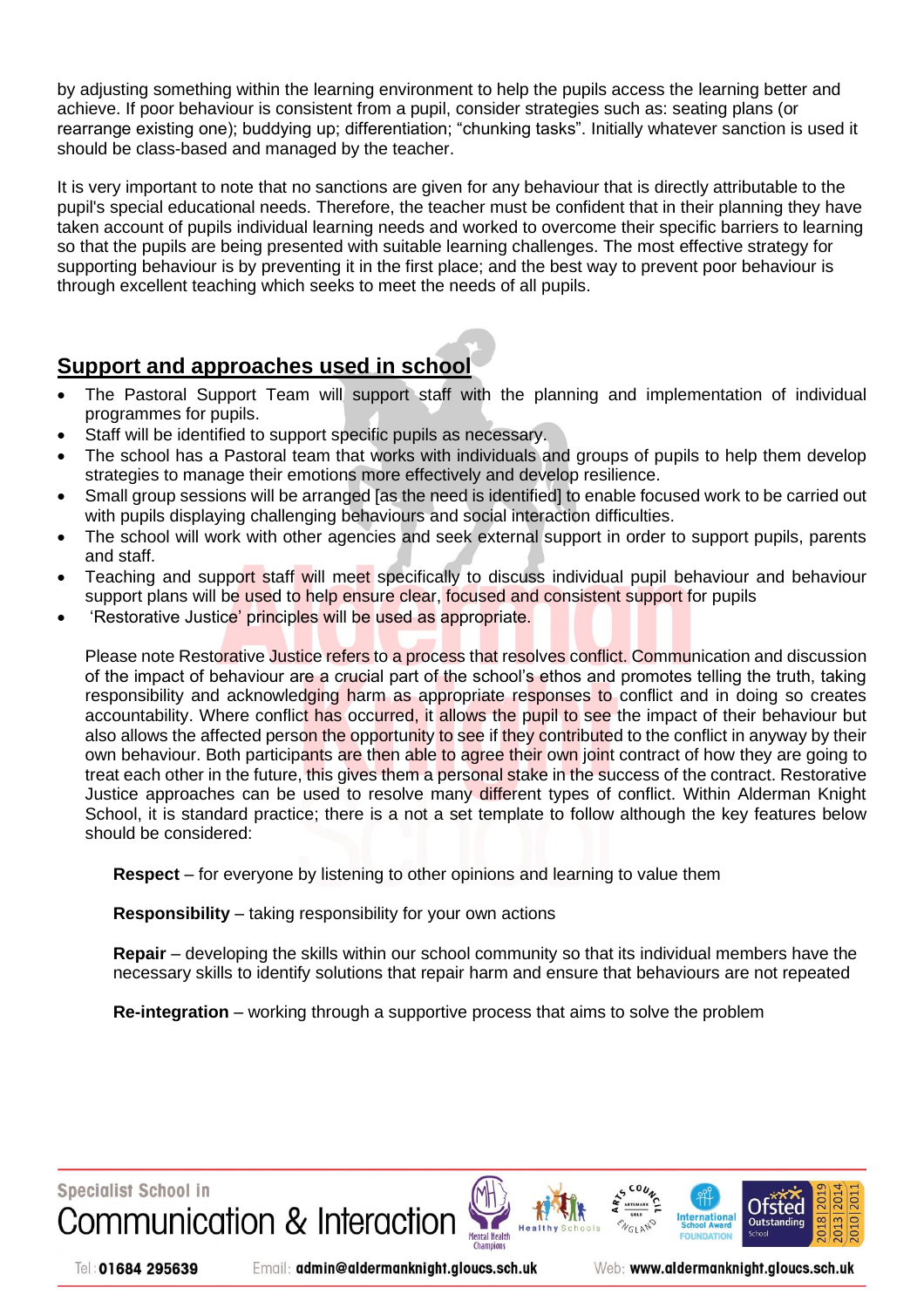by adjusting something within the learning environment to help the pupils access the learning better and achieve. If poor behaviour is consistent from a pupil, consider strategies such as: seating plans (or rearrange existing one); buddying up; differentiation; "chunking tasks". Initially whatever sanction is used it should be class-based and managed by the teacher.

It is very important to note that no sanctions are given for any behaviour that is directly attributable to the pupil's special educational needs. Therefore, the teacher must be confident that in their planning they have taken account of pupils individual learning needs and worked to overcome their specific barriers to learning so that the pupils are being presented with suitable learning challenges. The most effective strategy for supporting behaviour is by preventing it in the first place; and the best way to prevent poor behaviour is through excellent teaching which seeks to meet the needs of all pupils.

## Support and approaches used in school

- The Pastoral Support Team will support staff with the planning and implementation of individual programmes for pupils.
- Staff will be identified to support specific pupils as necessary.
- The school has a Pastoral team that works with individuals and groups of pupils to help them develop strategies to manage their emotions more effectively and develop resilience.
- Small group sessions will be arranged [as the need is identified] to enable focused work to be carried out with pupils displaying challenging behaviours and social interaction difficulties.
- The school will work with other agencies and seek external support in order to support pupils, parents and staff.
- Teaching and support staff will meet specifically to discuss individual pupil behaviour and behaviour support plans will be used to help ensure clear, focused and consistent support for pupils
- 'Restorative Justice' principles will be used as appropriate.

  Please note Restorative Justice refers to a process that resolves conflict. Communication and discussion of the impact of behaviour are a crucial part of the school's ethos and promotes telling the truth, taking responsibility and acknowledging harm as appropriate responses to conflict and in doing so creates accountability. Where conflict has occurred, it allows the pupil to see the impact of their behaviour but also allows the affected person the opportunity to see if they contributed to the conflict in anyway by their own behaviour. Both participants are then able to agree their own joint contract of how they are going to treat each other in the future, this gives them a personal stake in the success of the contract. Restorative Justice approaches can be used to resolve many different types of conflict. Within Alderman Knight School, it is standard practice; there is a not a set template to follow although the key features below should be considered:

  **Respect** – for everyone by listening to other opinions and learning to value them

  **Responsibility** – taking responsibility for your own actions

  **Repair** – developing the skills within our school community so that its individual members have the necessary skills to identify solutions that repair harm and ensure that behaviours are not repeated

  **Re-integration** – working through a supportive process that aims to solve the problem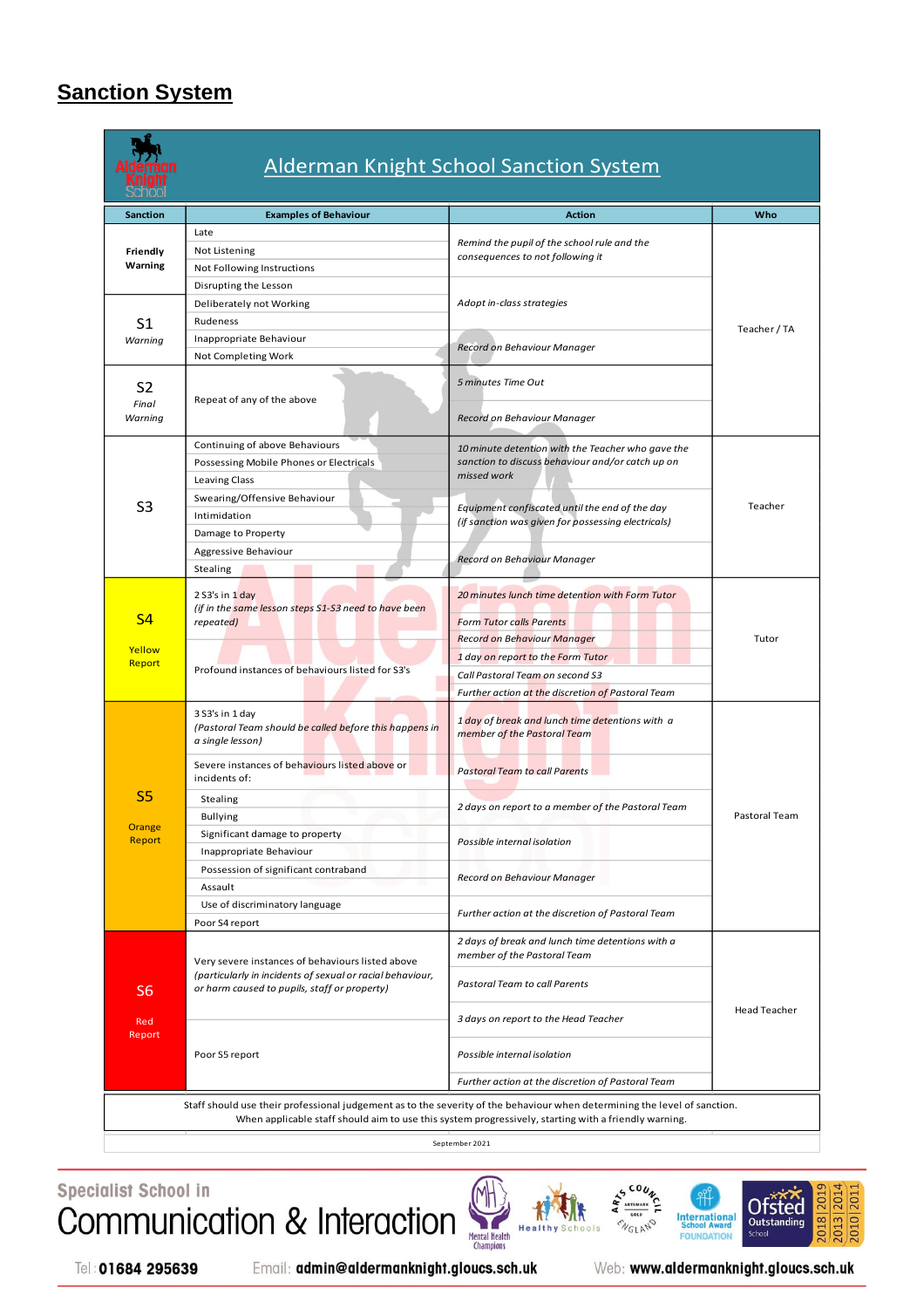# Sanction System

## Alderman Knight School Sanction System

| Sanction | Examples of Behaviour | Action | Who |
|---|---|---|---|
| **Friendly Warning** | Late<br>Not Listening<br>Not Following Instructions<br>Disrupting the Lesson | *Remind the pupil of the school rule and the consequences to not following it* | Teacher / TA |
| S1 *Warning* | Deliberately not Working<br>Rudeness<br>Inappropriate Behaviour<br>Not Completing Work | *Adopt in-class strategies*<br>*Record on Behaviour Manager* | Teacher / TA |
| S2 *Final Warning* | Repeat of any of the above | *5 minutes Time Out*<br>*Record on Behaviour Manager* | Teacher / TA |
| S3 | Continuing of above Behaviours<br>Possessing Mobile Phones or Electricals<br>Leaving Class<br>Swearing/Offensive Behaviour<br>Intimidation<br>Damage to Property<br>Aggressive Behaviour<br>Stealing | *10 minute detention with the Teacher who gave the sanction to discuss behaviour and/or catch up on missed work*<br>*Equipment confiscated until the end of the day (if sanction was given for possessing electricals)*<br>*Record on Behaviour Manager* | Teacher |
| S4 Yellow Report | 2 S3's in 1 day *(if in the same lesson steps S1-S3 need to have been repeated)*<br>Profound instances of behaviours listed for S3's | *20 minutes lunch time detention with Form Tutor*<br>*Form Tutor calls Parents*<br>*Record on Behaviour Manager*<br>*1 day on report to the Form Tutor*<br>*Call Pastoral Team on second S3*<br>*Further action at the discretion of Pastoral Team* | Tutor |
| S5 Orange Report | 3 S3's in 1 day *(Pastoral Team should be called before this happens in a single lesson)*<br>Severe instances of behaviours listed above or incidents of:<br>Stealing<br>Bullying<br>Significant damage to property<br>Inappropriate Behaviour<br>Possession of significant contraband<br>Assault<br>Use of discriminatory language<br>Poor S4 report | *1 day of break and lunch time detentions with a member of the Pastoral Team*<br>*Pastoral Team to call Parents*<br>*2 days on report to a member of the Pastoral Team*<br>*Possible internal isolation*<br>*Record on Behaviour Manager*<br>*Further action at the discretion of Pastoral Team* | Pastoral Team |
| S6 Red Report | Very severe instances of behaviours listed above *(particularly in incidents of sexual or racial behaviour, or harm caused to pupils, staff or property)*<br>Poor S5 report | *2 days of break and lunch time detentions with a member of the Pastoral Team*<br>*Pastoral Team to call Parents*<br>*3 days on report to the Head Teacher*<br>*Possible internal isolation*<br>*Further action at the discretion of Pastoral Team* | Head Teacher |

Staff should use their professional judgement as to the severity of the behaviour when determining the level of sanction. When applicable staff should aim to use this system progressively, starting with a friendly warning.

September 2021

Specialist School in Communication & Interaction

Tel: 01684 295639 Email: admin@aldermanknight.glous.sch.uk Web: www.aldermanknight.glous.sch.uk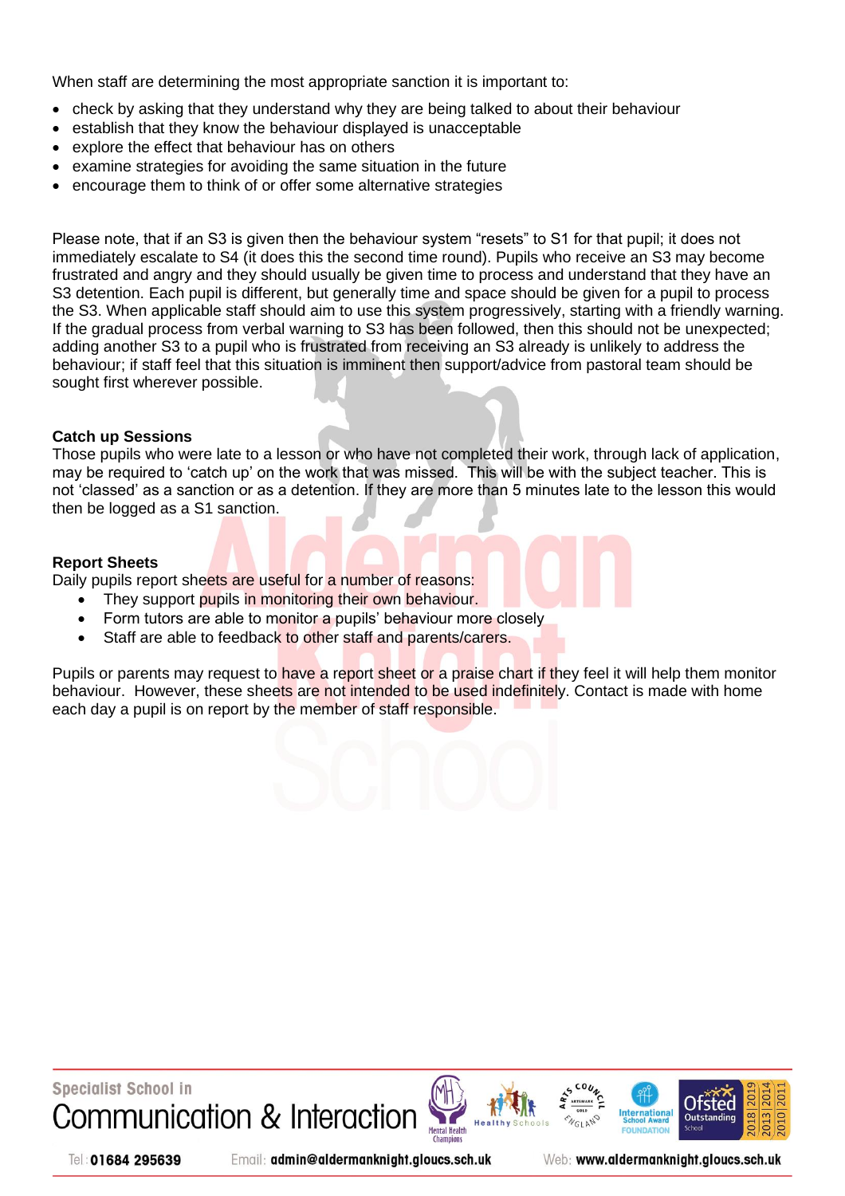When staff are determining the most appropriate sanction it is important to:

- check by asking that they understand why they are being talked to about their behaviour
- establish that they know the behaviour displayed is unacceptable
- explore the effect that behaviour has on others
- examine strategies for avoiding the same situation in the future
- encourage them to think of or offer some alternative strategies

Please note, that if an S3 is given then the behaviour system "resets" to S1 for that pupil; it does not immediately escalate to S4 (it does this the second time round). Pupils who receive an S3 may become frustrated and angry and they should usually be given time to process and understand that they have an S3 detention. Each pupil is different, but generally time and space should be given for a pupil to process the S3. When applicable staff should aim to use this system progressively, starting with a friendly warning. If the gradual process from verbal warning to S3 has been followed, then this should not be unexpected; adding another S3 to a pupil who is frustrated from receiving an S3 already is unlikely to address the behaviour; if staff feel that this situation is imminent then support/advice from pastoral team should be sought first wherever possible.

**Catch up Sessions**

Those pupils who were late to a lesson or who have not completed their work, through lack of application, may be required to 'catch up' on the work that was missed. This will be with the subject teacher. This is not 'classed' as a sanction or as a detention. If they are more than 5 minutes late to the lesson this would then be logged as a S1 sanction.

**Report Sheets**

Daily pupils report sheets are useful for a number of reasons:

- They support pupils in monitoring their own behaviour.
- Form tutors are able to monitor a pupils' behaviour more closely
- Staff are able to feedback to other staff and parents/carers.

Pupils or parents may request to have a report sheet or a praise chart if they feel it will help them monitor behaviour. However, these sheets are not intended to be used indefinitely. Contact is made with home each day a pupil is on report by the member of staff responsible.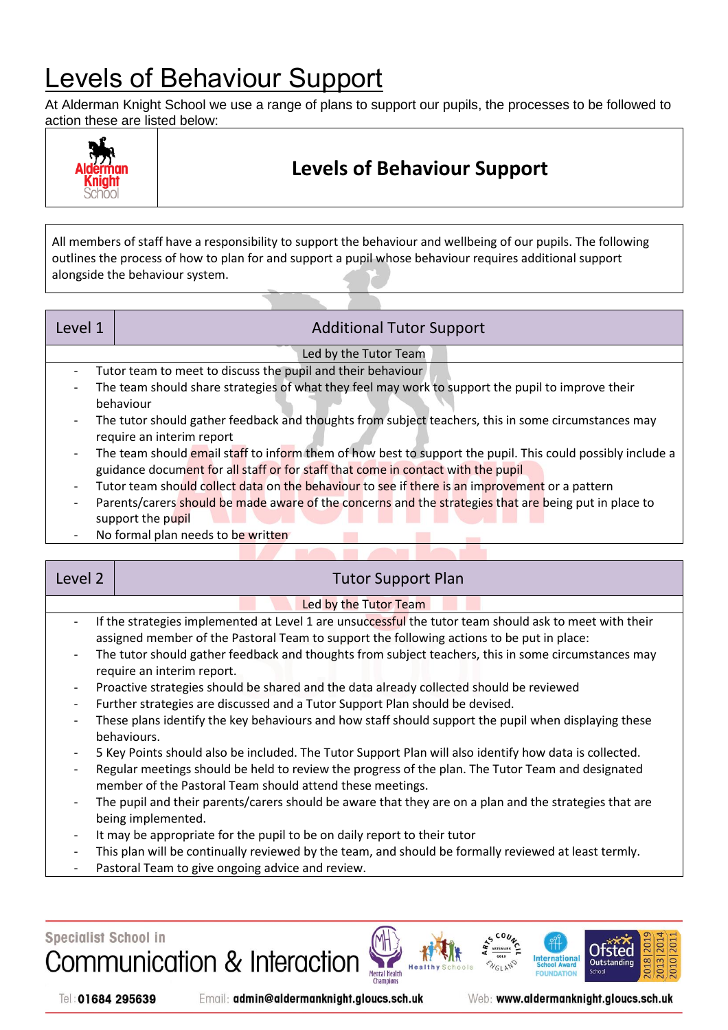# Levels of Behaviour Support

At Alderman Knight School we use a range of plans to support our pupils, the processes to be followed to action these are listed below:

## Levels of Behaviour Support

All members of staff have a responsibility to support the behaviour and wellbeing of our pupils. The following outlines the process of how to plan for and support a pupil whose behaviour requires additional support alongside the behaviour system.

### Level 1 — Additional Tutor Support

Led by the Tutor Team

- Tutor team to meet to discuss the pupil and their behaviour
- The team should share strategies of what they feel may work to support the pupil to improve their behaviour
- The tutor should gather feedback and thoughts from subject teachers, this in some circumstances may require an interim report
- The team should email staff to inform them of how best to support the pupil. This could possibly include a guidance document for all staff or for staff that come in contact with the pupil
- Tutor team should collect data on the behaviour to see if there is an improvement or a pattern
- Parents/carers should be made aware of the concerns and the strategies that are being put in place to support the pupil
- No formal plan needs to be written

### Level 2 — Tutor Support Plan

Led by the Tutor Team

- If the strategies implemented at Level 1 are unsuccessful the tutor team should ask to meet with their assigned member of the Pastoral Team to support the following actions to be put in place:
- The tutor should gather feedback and thoughts from subject teachers, this in some circumstances may require an interim report.
- Proactive strategies should be shared and the data already collected should be reviewed
- Further strategies are discussed and a Tutor Support Plan should be devised.
- These plans identify the key behaviours and how staff should support the pupil when displaying these behaviours.
- 5 Key Points should also be included. The Tutor Support Plan will also identify how data is collected.
- Regular meetings should be held to review the progress of the plan. The Tutor Team and designated member of the Pastoral Team should attend these meetings.
- The pupil and their parents/carers should be aware that they are on a plan and the strategies that are being implemented.
- It may be appropriate for the pupil to be on daily report to their tutor
- This plan will be continually reviewed by the team, and should be formally reviewed at least termly.
- Pastoral Team to give ongoing advice and review.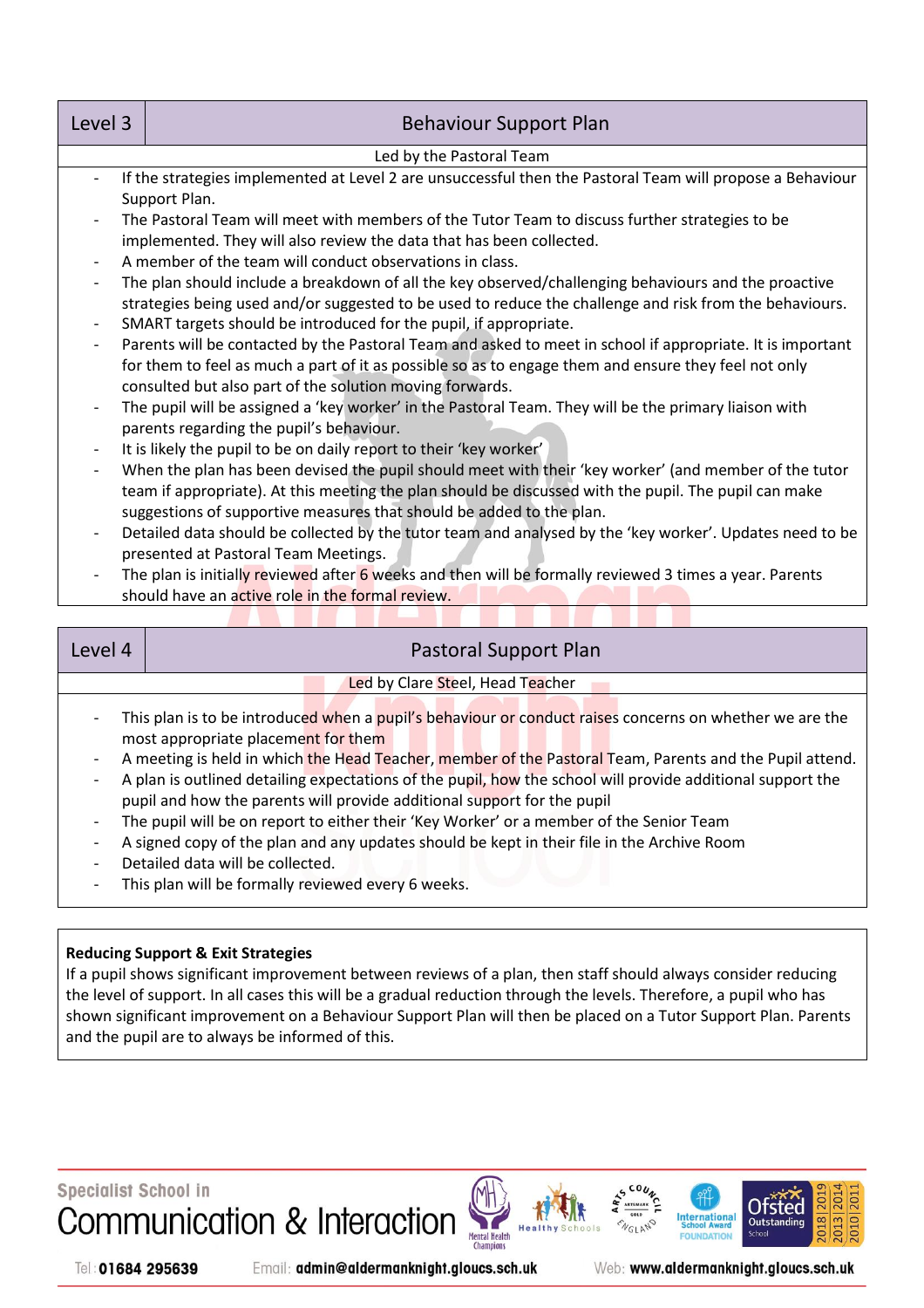## Level 3 — Behaviour Support Plan

Led by the Pastoral Team

- If the strategies implemented at Level 2 are unsuccessful then the Pastoral Team will propose a Behaviour Support Plan.
- The Pastoral Team will meet with members of the Tutor Team to discuss further strategies to be implemented. They will also review the data that has been collected.
- A member of the team will conduct observations in class.
- The plan should include a breakdown of all the key observed/challenging behaviours and the proactive strategies being used and/or suggested to be used to reduce the challenge and risk from the behaviours.
- SMART targets should be introduced for the pupil, if appropriate.
- Parents will be contacted by the Pastoral Team and asked to meet in school if appropriate. It is important for them to feel as much a part of it as possible so as to engage them and ensure they feel not only consulted but also part of the solution moving forwards.
- The pupil will be assigned a 'key worker' in the Pastoral Team. They will be the primary liaison with parents regarding the pupil's behaviour.
- It is likely the pupil to be on daily report to their 'key worker'
- When the plan has been devised the pupil should meet with their 'key worker' (and member of the tutor team if appropriate). At this meeting the plan should be discussed with the pupil. The pupil can make suggestions of supportive measures that should be added to the plan.
- Detailed data should be collected by the tutor team and analysed by the 'key worker'. Updates need to be presented at Pastoral Team Meetings.
- The plan is initially reviewed after 6 weeks and then will be formally reviewed 3 times a year. Parents should have an active role in the formal review.

## Level 4 — Pastoral Support Plan

Led by Clare Steel, Head Teacher

- This plan is to be introduced when a pupil's behaviour or conduct raises concerns on whether we are the most appropriate placement for them
- A meeting is held in which the Head Teacher, member of the Pastoral Team, Parents and the Pupil attend.
- A plan is outlined detailing expectations of the pupil, how the school will provide additional support the pupil and how the parents will provide additional support for the pupil
- The pupil will be on report to either their 'Key Worker' or a member of the Senior Team
- A signed copy of the plan and any updates should be kept in their file in the Archive Room
- Detailed data will be collected.
- This plan will be formally reviewed every 6 weeks.

**Reducing Support & Exit Strategies**

If a pupil shows significant improvement between reviews of a plan, then staff should always consider reducing the level of support. In all cases this will be a gradual reduction through the levels. Therefore, a pupil who has shown significant improvement on a Behaviour Support Plan will then be placed on a Tutor Support Plan. Parents and the pupil are to always be informed of this.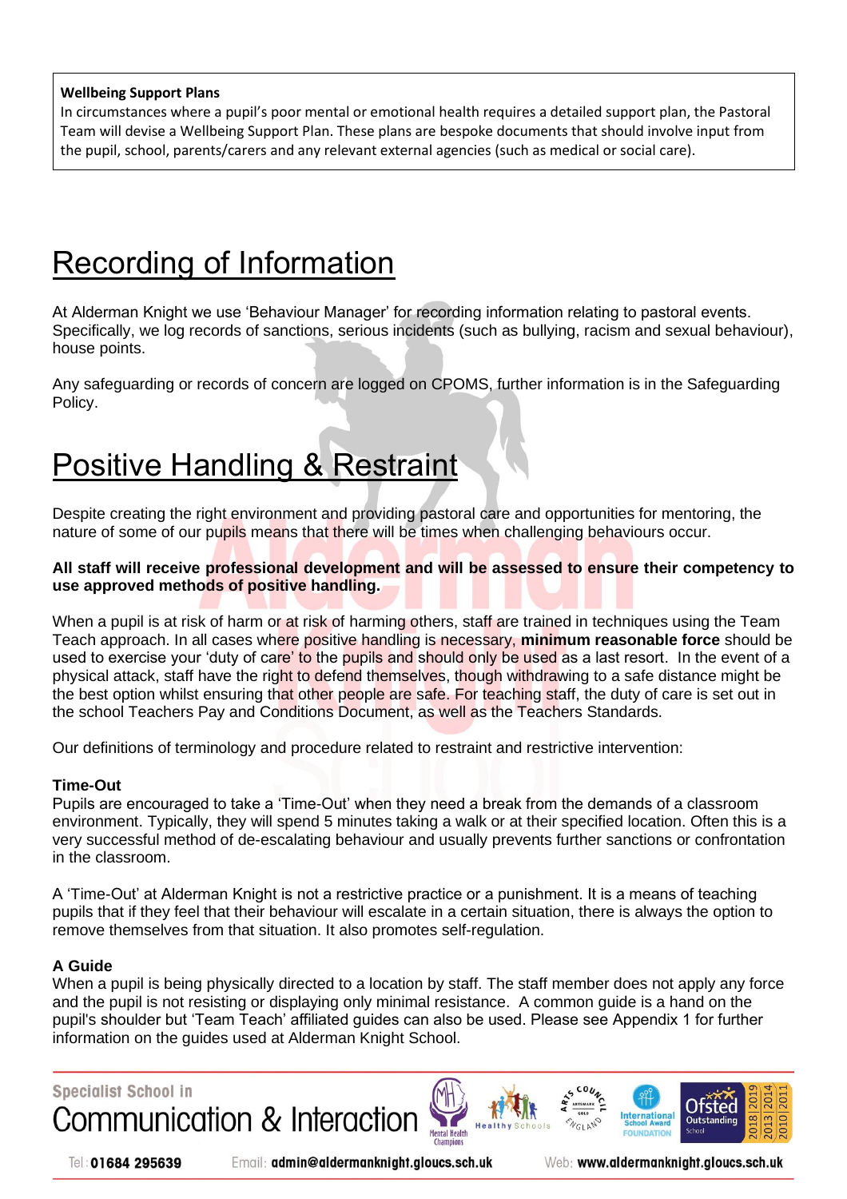**Wellbeing Support Plans**
In circumstances where a pupil's poor mental or emotional health requires a detailed support plan, the Pastoral Team will devise a Wellbeing Support Plan. These plans are bespoke documents that should involve input from the pupil, school, parents/carers and any relevant external agencies (such as medical or social care).

# Recording of Information

At Alderman Knight we use 'Behaviour Manager' for recording information relating to pastoral events. Specifically, we log records of sanctions, serious incidents (such as bullying, racism and sexual behaviour), house points.

Any safeguarding or records of concern are logged on CPOMS, further information is in the Safeguarding Policy.

# Positive Handling & Restraint

Despite creating the right environment and providing pastoral care and opportunities for mentoring, the nature of some of our pupils means that there will be times when challenging behaviours occur.

**All staff will receive professional development and will be assessed to ensure their competency to use approved methods of positive handling.**

When a pupil is at risk of harm or at risk of harming others, staff are trained in techniques using the Team Teach approach. In all cases where positive handling is necessary, **minimum reasonable force** should be used to exercise your 'duty of care' to the pupils and should only be used as a last resort. In the event of a physical attack, staff have the right to defend themselves, though withdrawing to a safe distance might be the best option whilst ensuring that other people are safe. For teaching staff, the duty of care is set out in the school Teachers Pay and Conditions Document, as well as the Teachers Standards.

Our definitions of terminology and procedure related to restraint and restrictive intervention:

**Time-Out**
Pupils are encouraged to take a 'Time-Out' when they need a break from the demands of a classroom environment. Typically, they will spend 5 minutes taking a walk or at their specified location. Often this is a very successful method of de-escalating behaviour and usually prevents further sanctions or confrontation in the classroom.

A 'Time-Out' at Alderman Knight is not a restrictive practice or a punishment. It is a means of teaching pupils that if they feel that their behaviour will escalate in a certain situation, there is always the option to remove themselves from that situation. It also promotes self-regulation.

**A Guide**
When a pupil is being physically directed to a location by staff. The staff member does not apply any force and the pupil is not resisting or displaying only minimal resistance. A common guide is a hand on the pupil's shoulder but 'Team Teach' affiliated guides can also be used. Please see Appendix 1 for further information on the guides used at Alderman Knight School.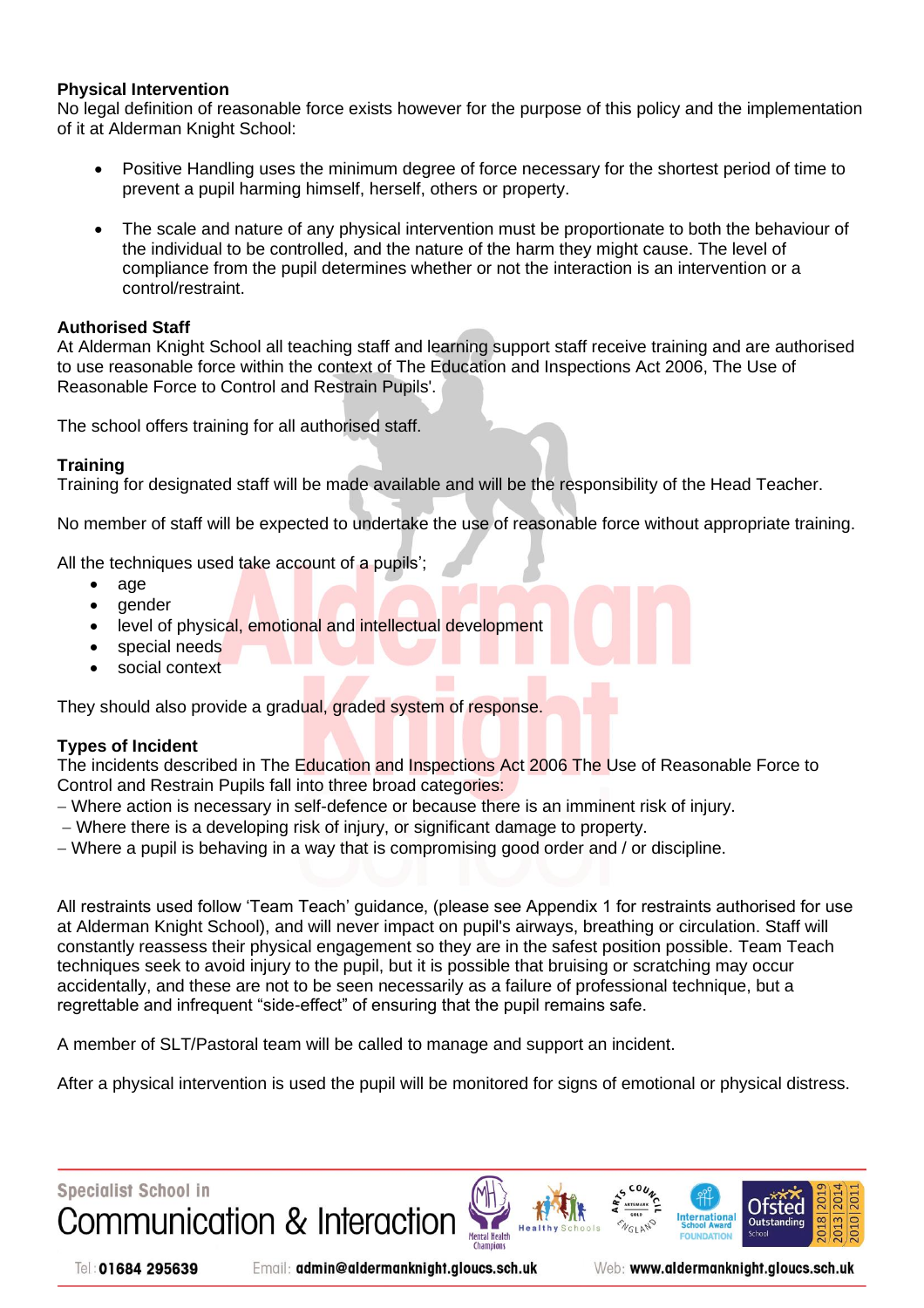**Physical Intervention**
No legal definition of reasonable force exists however for the purpose of this policy and the implementation of it at Alderman Knight School:

- Positive Handling uses the minimum degree of force necessary for the shortest period of time to prevent a pupil harming himself, herself, others or property.

- The scale and nature of any physical intervention must be proportionate to both the behaviour of the individual to be controlled, and the nature of the harm they might cause. The level of compliance from the pupil determines whether or not the interaction is an intervention or a control/restraint.

**Authorised Staff**
At Alderman Knight School all teaching staff and learning support staff receive training and are authorised to use reasonable force within the context of The Education and Inspections Act 2006, The Use of Reasonable Force to Control and Restrain Pupils'.

The school offers training for all authorised staff.

**Training**
Training for designated staff will be made available and will be the responsibility of the Head Teacher.

No member of staff will be expected to undertake the use of reasonable force without appropriate training.

All the techniques used take account of a pupils';

- age
- gender
- level of physical, emotional and intellectual development
- special needs
- social context

They should also provide a gradual, graded system of response.

**Types of Incident**
The incidents described in The Education and Inspections Act 2006 The Use of Reasonable Force to Control and Restrain Pupils fall into three broad categories:
– Where action is necessary in self-defence or because there is an imminent risk of injury.
– Where there is a developing risk of injury, or significant damage to property.
– Where a pupil is behaving in a way that is compromising good order and / or discipline.

All restraints used follow 'Team Teach' guidance, (please see Appendix 1 for restraints authorised for use at Alderman Knight School), and will never impact on pupil's airways, breathing or circulation. Staff will constantly reassess their physical engagement so they are in the safest position possible. Team Teach techniques seek to avoid injury to the pupil, but it is possible that bruising or scratching may occur accidentally, and these are not to be seen necessarily as a failure of professional technique, but a regrettable and infrequent "side-effect" of ensuring that the pupil remains safe.

A member of SLT/Pastoral team will be called to manage and support an incident.

After a physical intervention is used the pupil will be monitored for signs of emotional or physical distress.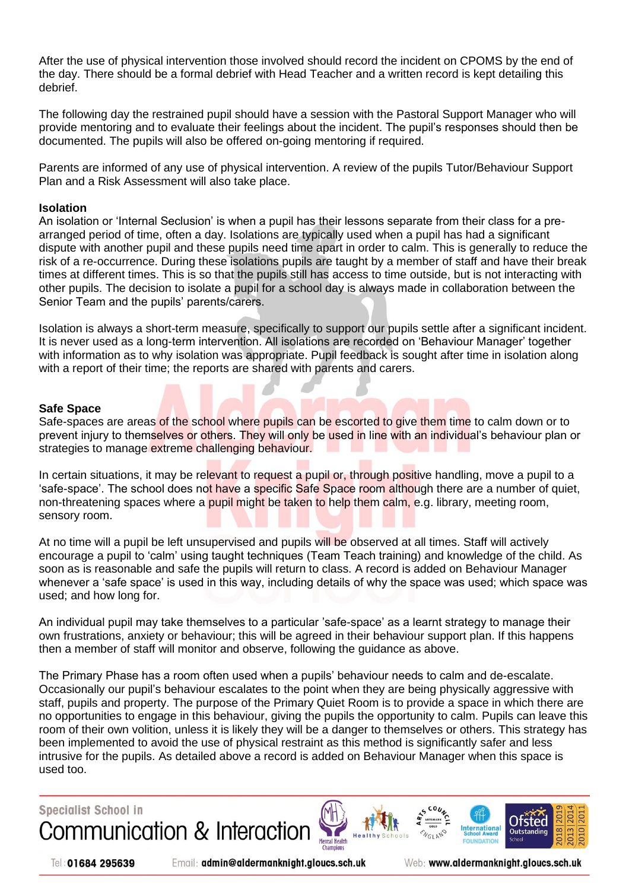After the use of physical intervention those involved should record the incident on CPOMS by the end of the day. There should be a formal debrief with Head Teacher and a written record is kept detailing this debrief.

The following day the restrained pupil should have a session with the Pastoral Support Manager who will provide mentoring and to evaluate their feelings about the incident. The pupil's responses should then be documented. The pupils will also be offered on-going mentoring if required.

Parents are informed of any use of physical intervention. A review of the pupils Tutor/Behaviour Support Plan and a Risk Assessment will also take place.

**Isolation**

An isolation or 'Internal Seclusion' is when a pupil has their lessons separate from their class for a pre-arranged period of time, often a day. Isolations are typically used when a pupil has had a significant dispute with another pupil and these pupils need time apart in order to calm. This is generally to reduce the risk of a re-occurrence. During these isolations pupils are taught by a member of staff and have their break times at different times. This is so that the pupils still has access to time outside, but is not interacting with other pupils. The decision to isolate a pupil for a school day is always made in collaboration between the Senior Team and the pupils' parents/carers.

Isolation is always a short-term measure, specifically to support our pupils settle after a significant incident. It is never used as a long-term intervention. All isolations are recorded on 'Behaviour Manager' together with information as to why isolation was appropriate. Pupil feedback is sought after time in isolation along with a report of their time; the reports are shared with parents and carers.

**Safe Space**

Safe-spaces are areas of the school where pupils can be escorted to give them time to calm down or to prevent injury to themselves or others. They will only be used in line with an individual's behaviour plan or strategies to manage extreme challenging behaviour.

In certain situations, it may be relevant to request a pupil or, through positive handling, move a pupil to a 'safe-space'. The school does not have a specific Safe Space room although there are a number of quiet, non-threatening spaces where a pupil might be taken to help them calm, e.g. library, meeting room, sensory room.

At no time will a pupil be left unsupervised and pupils will be observed at all times. Staff will actively encourage a pupil to 'calm' using taught techniques (Team Teach training) and knowledge of the child. As soon as is reasonable and safe the pupils will return to class. A record is added on Behaviour Manager whenever a 'safe space' is used in this way, including details of why the space was used; which space was used; and how long for.

An individual pupil may take themselves to a particular 'safe-space' as a learnt strategy to manage their own frustrations, anxiety or behaviour; this will be agreed in their behaviour support plan. If this happens then a member of staff will monitor and observe, following the guidance as above.

The Primary Phase has a room often used when a pupils' behaviour needs to calm and de-escalate. Occasionally our pupil's behaviour escalates to the point when they are being physically aggressive with staff, pupils and property. The purpose of the Primary Quiet Room is to provide a space in which there are no opportunities to engage in this behaviour, giving the pupils the opportunity to calm. Pupils can leave this room of their own volition, unless it is likely they will be a danger to themselves or others. This strategy has been implemented to avoid the use of physical restraint as this method is significantly safer and less intrusive for the pupils. As detailed above a record is added on Behaviour Manager when this space is used too.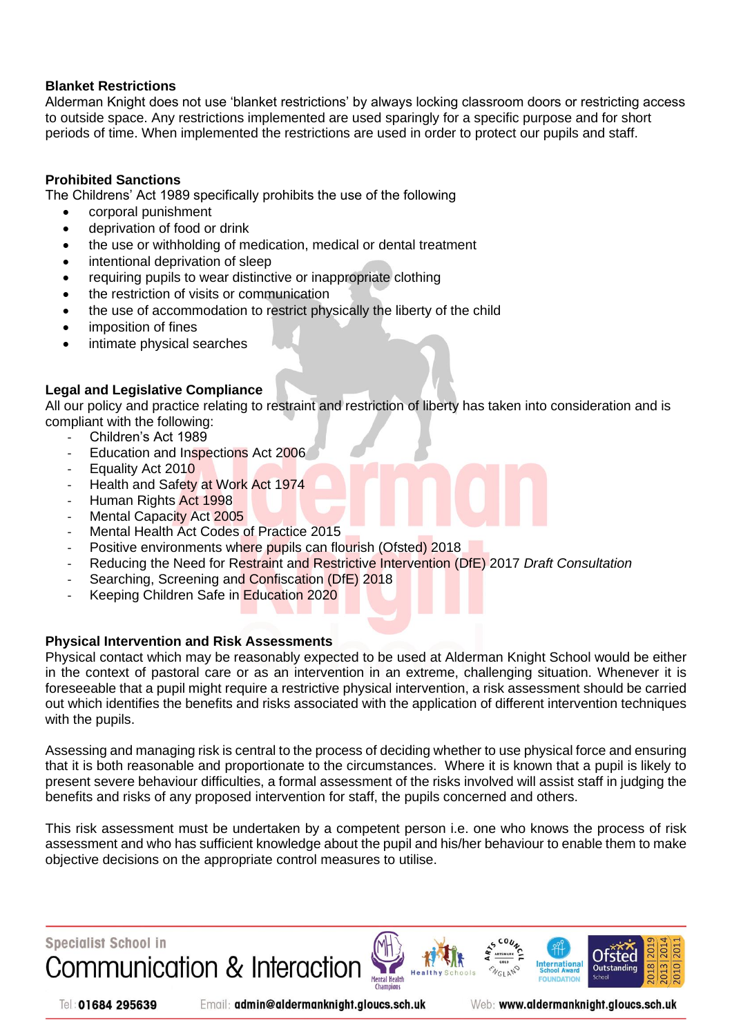**Blanket Restrictions**

Alderman Knight does not use 'blanket restrictions' by always locking classroom doors or restricting access to outside space. Any restrictions implemented are used sparingly for a specific purpose and for short periods of time. When implemented the restrictions are used in order to protect our pupils and staff.

**Prohibited Sanctions**

The Childrens' Act 1989 specifically prohibits the use of the following

- corporal punishment
- deprivation of food or drink
- the use or withholding of medication, medical or dental treatment
- intentional deprivation of sleep
- requiring pupils to wear distinctive or inappropriate clothing
- the restriction of visits or communication
- the use of accommodation to restrict physically the liberty of the child
- imposition of fines
- intimate physical searches

**Legal and Legislative Compliance**

All our policy and practice relating to restraint and restriction of liberty has taken into consideration and is compliant with the following:

- Children's Act 1989
- Education and Inspections Act 2006
- Equality Act 2010
- Health and Safety at Work Act 1974
- Human Rights Act 1998
- Mental Capacity Act 2005
- Mental Health Act Codes of Practice 2015
- Positive environments where pupils can flourish (Ofsted) 2018
- Reducing the Need for Restraint and Restrictive Intervention (DfE) 2017 *Draft Consultation*
- Searching, Screening and Confiscation (DfE) 2018
- Keeping Children Safe in Education 2020

**Physical Intervention and Risk Assessments**

Physical contact which may be reasonably expected to be used at Alderman Knight School would be either in the context of pastoral care or as an intervention in an extreme, challenging situation. Whenever it is foreseeable that a pupil might require a restrictive physical intervention, a risk assessment should be carried out which identifies the benefits and risks associated with the application of different intervention techniques with the pupils.

Assessing and managing risk is central to the process of deciding whether to use physical force and ensuring that it is both reasonable and proportionate to the circumstances. Where it is known that a pupil is likely to present severe behaviour difficulties, a formal assessment of the risks involved will assist staff in judging the benefits and risks of any proposed intervention for staff, the pupils concerned and others.

This risk assessment must be undertaken by a competent person i.e. one who knows the process of risk assessment and who has sufficient knowledge about the pupil and his/her behaviour to enable them to make objective decisions on the appropriate control measures to utilise.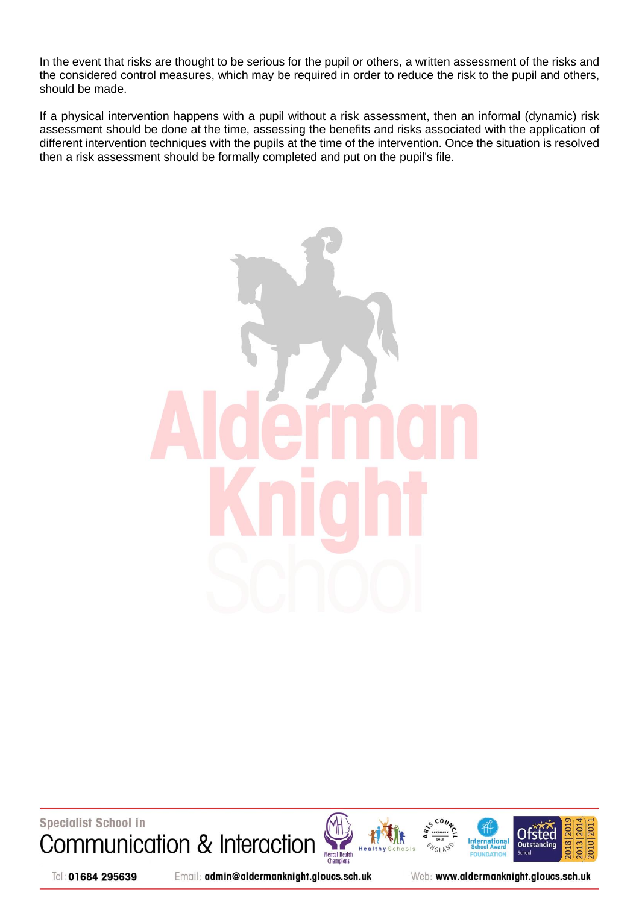In the event that risks are thought to be serious for the pupil or others, a written assessment of the risks and the considered control measures, which may be required in order to reduce the risk to the pupil and others, should be made.

If a physical intervention happens with a pupil without a risk assessment, then an informal (dynamic) risk assessment should be done at the time, assessing the benefits and risks associated with the application of different intervention techniques with the pupils at the time of the intervention. Once the situation is resolved then a risk assessment should be formally completed and put on the pupil's file.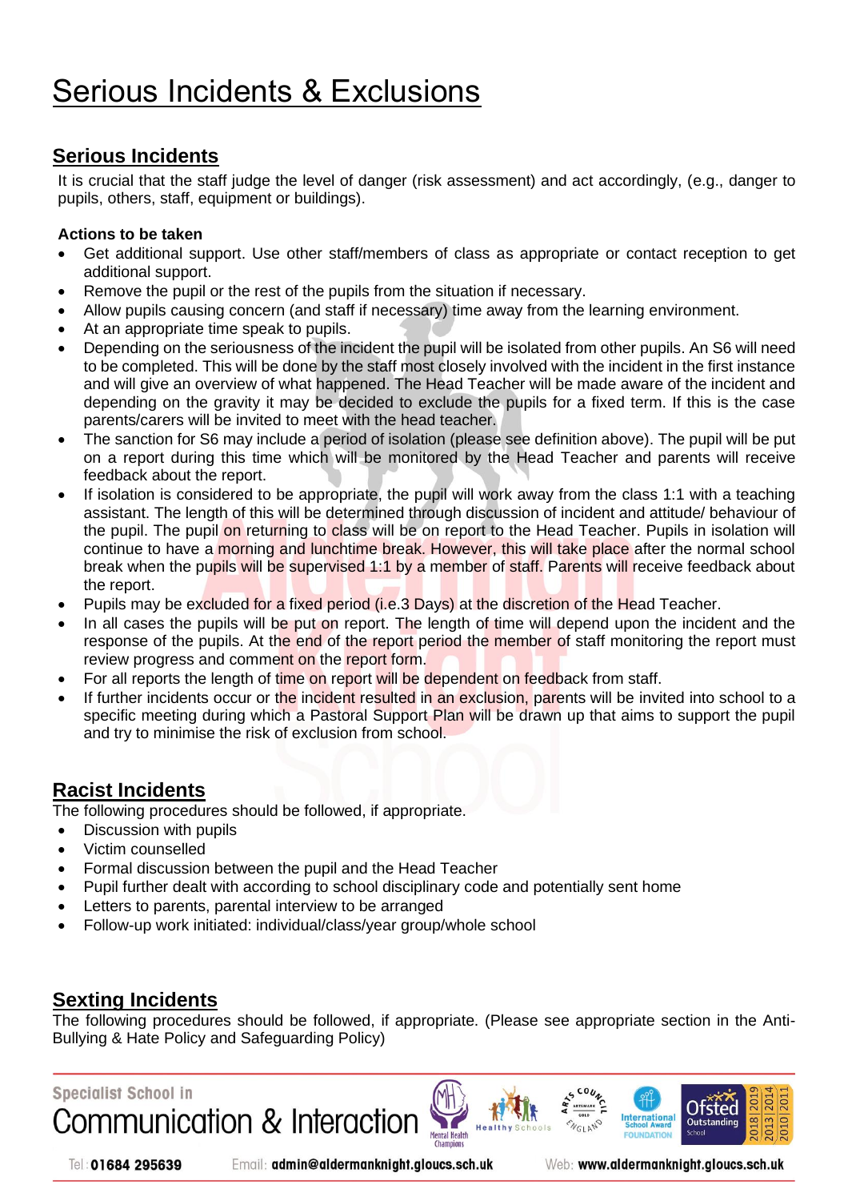# Serious Incidents & Exclusions

## Serious Incidents

It is crucial that the staff judge the level of danger (risk assessment) and act accordingly, (e.g., danger to pupils, others, staff, equipment or buildings).

**Actions to be taken**

- Get additional support. Use other staff/members of class as appropriate or contact reception to get additional support.
- Remove the pupil or the rest of the pupils from the situation if necessary.
- Allow pupils causing concern (and staff if necessary) time away from the learning environment.
- At an appropriate time speak to pupils.
- Depending on the seriousness of the incident the pupil will be isolated from other pupils. An S6 will need to be completed. This will be done by the staff most closely involved with the incident in the first instance and will give an overview of what happened. The Head Teacher will be made aware of the incident and depending on the gravity it may be decided to exclude the pupils for a fixed term. If this is the case parents/carers will be invited to meet with the head teacher.
- The sanction for S6 may include a period of isolation (please see definition above). The pupil will be put on a report during this time which will be monitored by the Head Teacher and parents will receive feedback about the report.
- If isolation is considered to be appropriate, the pupil will work away from the class 1:1 with a teaching assistant. The length of this will be determined through discussion of incident and attitude/ behaviour of the pupil. The pupil on returning to class will be on report to the Head Teacher. Pupils in isolation will continue to have a morning and lunchtime break. However, this will take place after the normal school break when the pupils will be supervised 1:1 by a member of staff. Parents will receive feedback about the report.
- Pupils may be excluded for a fixed period (i.e.3 Days) at the discretion of the Head Teacher.
- In all cases the pupils will be put on report. The length of time will depend upon the incident and the response of the pupils. At the end of the report period the member of staff monitoring the report must review progress and comment on the report form.
- For all reports the length of time on report will be dependent on feedback from staff.
- If further incidents occur or the incident resulted in an exclusion, parents will be invited into school to a specific meeting during which a Pastoral Support Plan will be drawn up that aims to support the pupil and try to minimise the risk of exclusion from school.

## Racist Incidents

The following procedures should be followed, if appropriate.

- Discussion with pupils
- Victim counselled
- Formal discussion between the pupil and the Head Teacher
- Pupil further dealt with according to school disciplinary code and potentially sent home
- Letters to parents, parental interview to be arranged
- Follow-up work initiated: individual/class/year group/whole school

## Sexting Incidents

The following procedures should be followed, if appropriate. (Please see appropriate section in the Anti-Bullying & Hate Policy and Safeguarding Policy)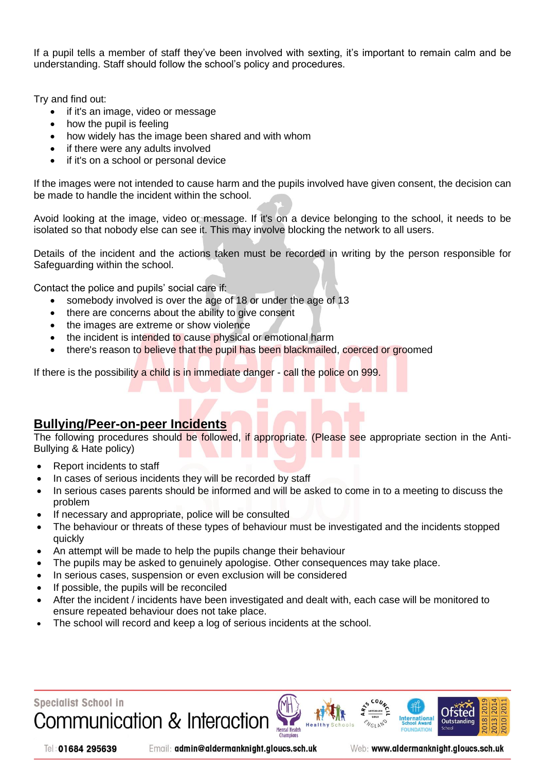If a pupil tells a member of staff they've been involved with sexting, it's important to remain calm and be understanding. Staff should follow the school's policy and procedures.

Try and find out:

- if it's an image, video or message
- how the pupil is feeling
- how widely has the image been shared and with whom
- if there were any adults involved
- if it's on a school or personal device

If the images were not intended to cause harm and the pupils involved have given consent, the decision can be made to handle the incident within the school.

Avoid looking at the image, video or message. If it's on a device belonging to the school, it needs to be isolated so that nobody else can see it. This may involve blocking the network to all users.

Details of the incident and the actions taken must be recorded in writing by the person responsible for Safeguarding within the school.

Contact the police and pupils' social care if:

- somebody involved is over the age of 18 or under the age of 13
- there are concerns about the ability to give consent
- the images are extreme or show violence
- the incident is intended to cause physical or emotional harm
- there's reason to believe that the pupil has been blackmailed, coerced or groomed

If there is the possibility a child is in immediate danger - call the police on 999.

## Bullying/Peer-on-peer Incidents

The following procedures should be followed, if appropriate. (Please see appropriate section in the Anti-Bullying & Hate policy)

- Report incidents to staff
- In cases of serious incidents they will be recorded by staff
- In serious cases parents should be informed and will be asked to come in to a meeting to discuss the problem
- If necessary and appropriate, police will be consulted
- The behaviour or threats of these types of behaviour must be investigated and the incidents stopped quickly
- An attempt will be made to help the pupils change their behaviour
- The pupils may be asked to genuinely apologise. Other consequences may take place.
- In serious cases, suspension or even exclusion will be considered
- If possible, the pupils will be reconciled
- After the incident / incidents have been investigated and dealt with, each case will be monitored to ensure repeated behaviour does not take place.
- The school will record and keep a log of serious incidents at the school.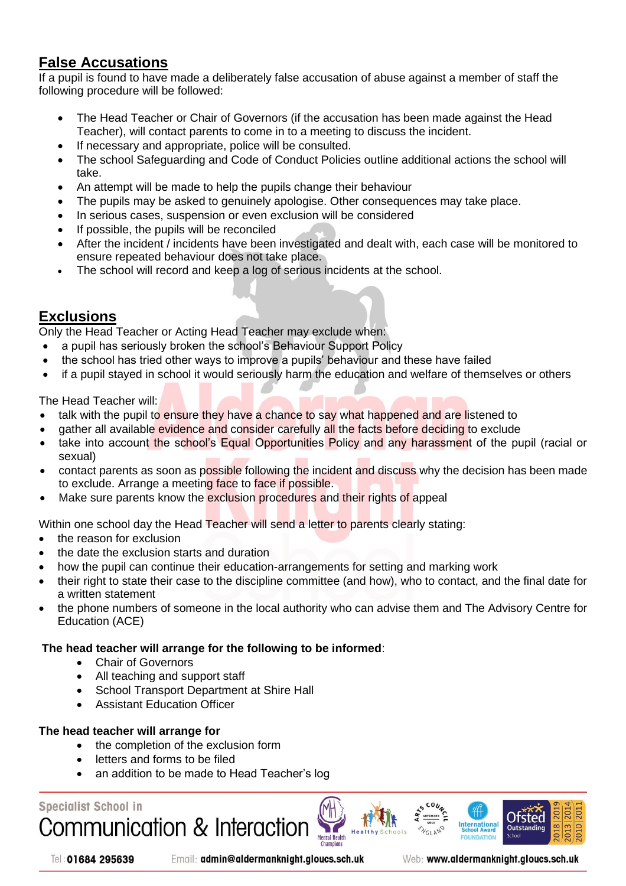## False Accusations

If a pupil is found to have made a deliberately false accusation of abuse against a member of staff the following procedure will be followed:

- The Head Teacher or Chair of Governors (if the accusation has been made against the Head Teacher), will contact parents to come in to a meeting to discuss the incident.
- If necessary and appropriate, police will be consulted.
- The school Safeguarding and Code of Conduct Policies outline additional actions the school will take.
- An attempt will be made to help the pupils change their behaviour
- The pupils may be asked to genuinely apologise. Other consequences may take place.
- In serious cases, suspension or even exclusion will be considered
- If possible, the pupils will be reconciled
- After the incident / incidents have been investigated and dealt with, each case will be monitored to ensure repeated behaviour does not take place.
- The school will record and keep a log of serious incidents at the school.

## Exclusions

Only the Head Teacher or Acting Head Teacher may exclude when:

- a pupil has seriously broken the school's Behaviour Support Policy
- the school has tried other ways to improve a pupils' behaviour and these have failed
- if a pupil stayed in school it would seriously harm the education and welfare of themselves or others

The Head Teacher will:

- talk with the pupil to ensure they have a chance to say what happened and are listened to
- gather all available evidence and consider carefully all the facts before deciding to exclude
- take into account the school's Equal Opportunities Policy and any harassment of the pupil (racial or sexual)
- contact parents as soon as possible following the incident and discuss why the decision has been made to exclude. Arrange a meeting face to face if possible.
- Make sure parents know the exclusion procedures and their rights of appeal

Within one school day the Head Teacher will send a letter to parents clearly stating:

- the reason for exclusion
- the date the exclusion starts and duration
- how the pupil can continue their education-arrangements for setting and marking work
- their right to state their case to the discipline committee (and how), who to contact, and the final date for a written statement
- the phone numbers of someone in the local authority who can advise them and The Advisory Centre for Education (ACE)

**The head teacher will arrange for the following to be informed**:

- Chair of Governors
- All teaching and support staff
- School Transport Department at Shire Hall
- Assistant Education Officer

**The head teacher will arrange for**

- the completion of the exclusion form
- letters and forms to be filed
- an addition to be made to Head Teacher's log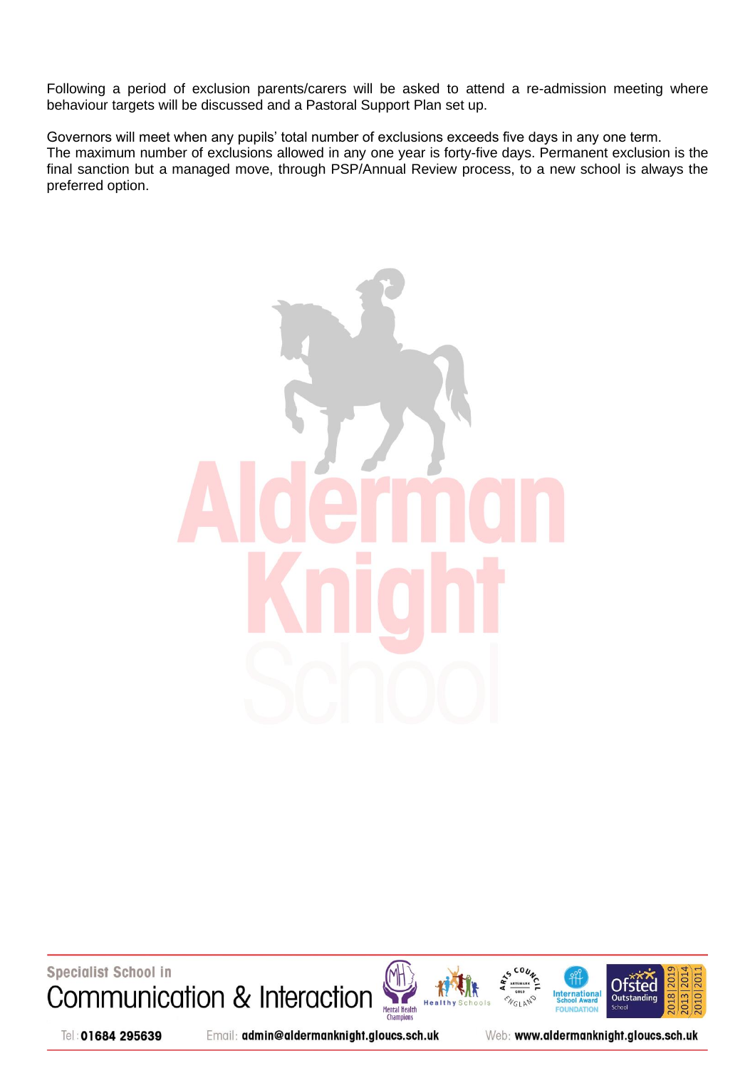Following a period of exclusion parents/carers will be asked to attend a re-admission meeting where behaviour targets will be discussed and a Pastoral Support Plan set up.

Governors will meet when any pupils' total number of exclusions exceeds five days in any one term.
The maximum number of exclusions allowed in any one year is forty-five days. Permanent exclusion is the final sanction but a managed move, through PSP/Annual Review process, to a new school is always the preferred option.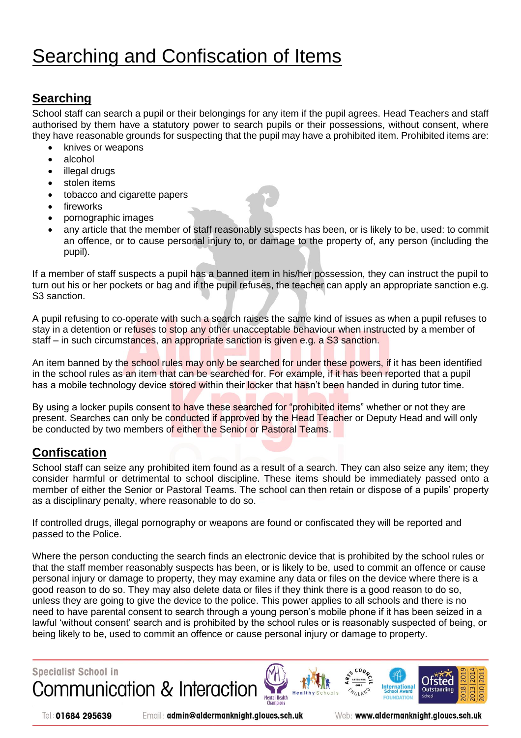# Searching and Confiscation of Items

## Searching

School staff can search a pupil or their belongings for any item if the pupil agrees. Head Teachers and staff authorised by them have a statutory power to search pupils or their possessions, without consent, where they have reasonable grounds for suspecting that the pupil may have a prohibited item. Prohibited items are:

- knives or weapons
- alcohol
- illegal drugs
- stolen items
- tobacco and cigarette papers
- fireworks
- pornographic images
- any article that the member of staff reasonably suspects has been, or is likely to be, used: to commit an offence, or to cause personal injury to, or damage to the property of, any person (including the pupil).

If a member of staff suspects a pupil has a banned item in his/her possession, they can instruct the pupil to turn out his or her pockets or bag and if the pupil refuses, the teacher can apply an appropriate sanction e.g. S3 sanction.

A pupil refusing to co-operate with such a search raises the same kind of issues as when a pupil refuses to stay in a detention or refuses to stop any other unacceptable behaviour when instructed by a member of staff – in such circumstances, an appropriate sanction is given e.g. a S3 sanction.

An item banned by the school rules may only be searched for under these powers, if it has been identified in the school rules as an item that can be searched for. For example, if it has been reported that a pupil has a mobile technology device stored within their locker that hasn't been handed in during tutor time.

By using a locker pupils consent to have these searched for "prohibited items" whether or not they are present. Searches can only be conducted if approved by the Head Teacher or Deputy Head and will only be conducted by two members of either the Senior or Pastoral Teams.

## Confiscation

School staff can seize any prohibited item found as a result of a search. They can also seize any item; they consider harmful or detrimental to school discipline. These items should be immediately passed onto a member of either the Senior or Pastoral Teams. The school can then retain or dispose of a pupils' property as a disciplinary penalty, where reasonable to do so.

If controlled drugs, illegal pornography or weapons are found or confiscated they will be reported and passed to the Police.

Where the person conducting the search finds an electronic device that is prohibited by the school rules or that the staff member reasonably suspects has been, or is likely to be, used to commit an offence or cause personal injury or damage to property, they may examine any data or files on the device where there is a good reason to do so. They may also delete data or files if they think there is a good reason to do so, unless they are going to give the device to the police. This power applies to all schools and there is no need to have parental consent to search through a young person's mobile phone if it has been seized in a lawful 'without consent' search and is prohibited by the school rules or is reasonably suspected of being, or being likely to be, used to commit an offence or cause personal injury or damage to property.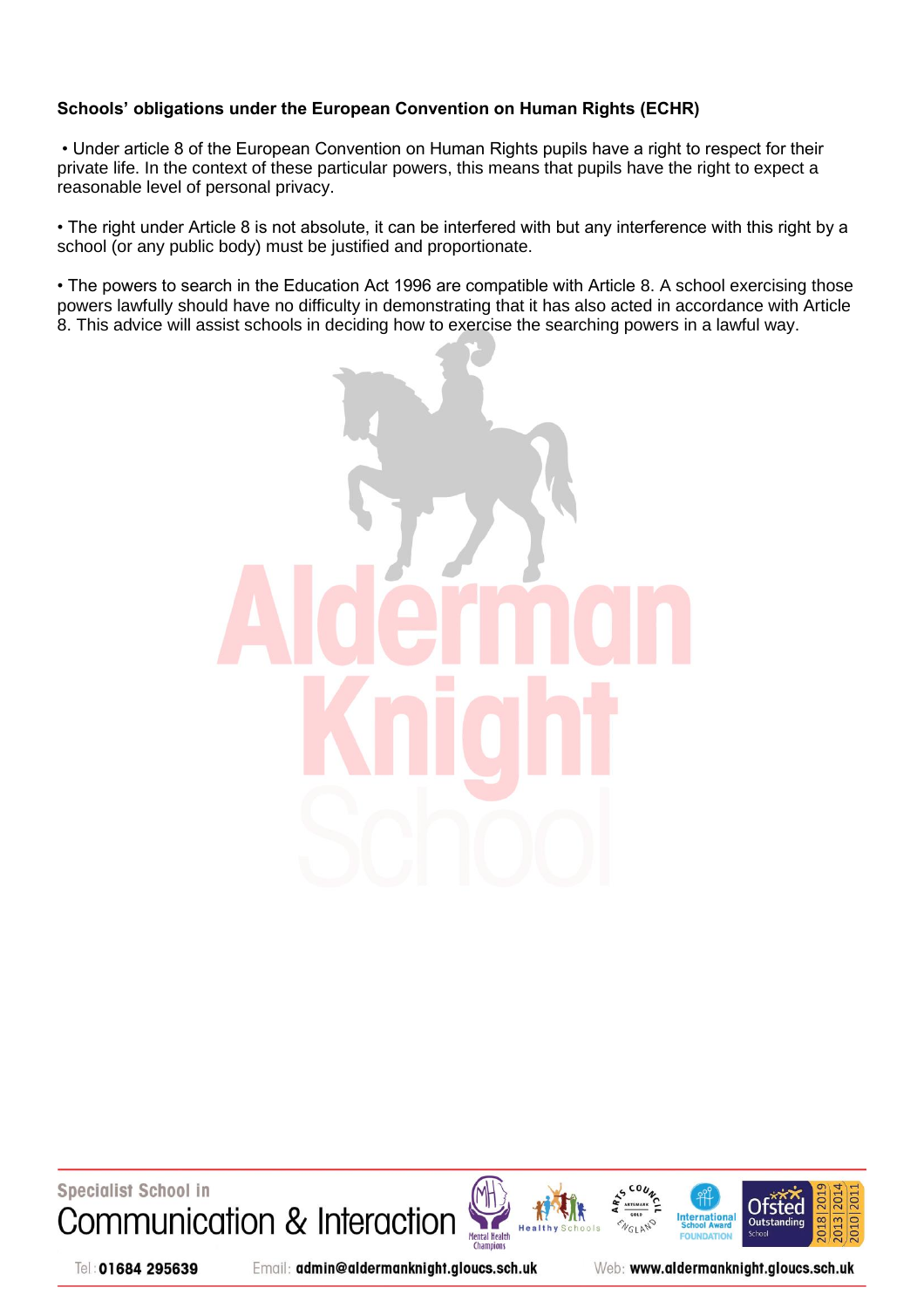**Schools' obligations under the European Convention on Human Rights (ECHR)**

- Under article 8 of the European Convention on Human Rights pupils have a right to respect for their private life. In the context of these particular powers, this means that pupils have the right to expect a reasonable level of personal privacy.

- The right under Article 8 is not absolute, it can be interfered with but any interference with this right by a school (or any public body) must be justified and proportionate.

- The powers to search in the Education Act 1996 are compatible with Article 8. A school exercising those powers lawfully should have no difficulty in demonstrating that it has also acted in accordance with Article 8. This advice will assist schools in deciding how to exercise the searching powers in a lawful way.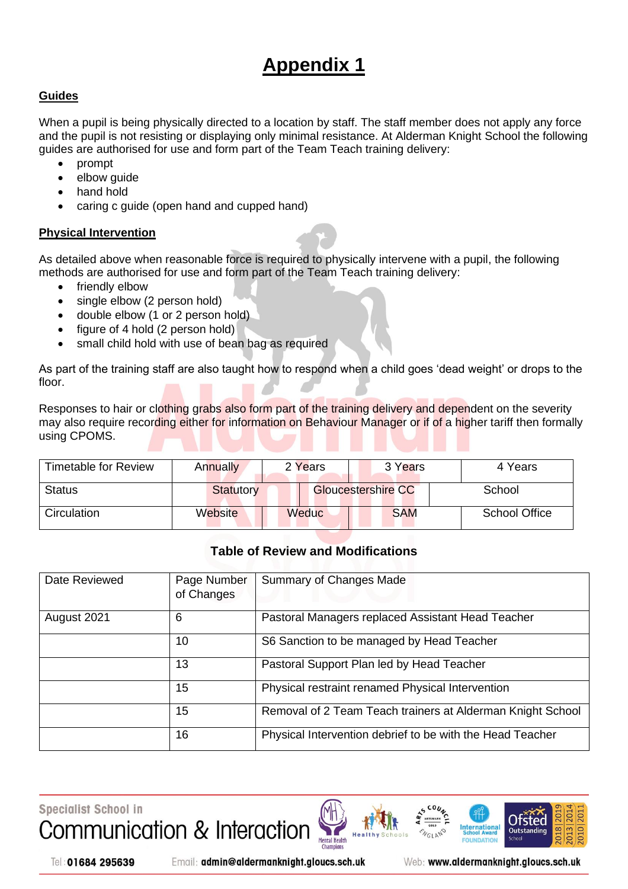# Appendix 1

## Guides

When a pupil is being physically directed to a location by staff. The staff member does not apply any force and the pupil is not resisting or displaying only minimal resistance. At Alderman Knight School the following guides are authorised for use and form part of the Team Teach training delivery:

- prompt
- elbow guide
- hand hold
- caring c guide (open hand and cupped hand)

## Physical Intervention

As detailed above when reasonable force is required to physically intervene with a pupil, the following methods are authorised for use and form part of the Team Teach training delivery:

- friendly elbow
- single elbow (2 person hold)
- double elbow (1 or 2 person hold)
- figure of 4 hold (2 person hold)
- small child hold with use of bean bag as required

As part of the training staff are also taught how to respond when a child goes 'dead weight' or drops to the floor.

Responses to hair or clothing grabs also form part of the training delivery and dependent on the severity may also require recording either for information on Behaviour Manager or if of a higher tariff then formally using CPOMS.

| | | | | |
|---|---|---|---|---|
| Timetable for Review | Annually | 2 Years | 3 Years | 4 Years |
| Status | Statutory | Gloucestershire CC | | School |
| Circulation | Website | Weduc | SAM | School Office |

**Table of Review and Modifications**

| Date Reviewed | Page Number of Changes | Summary of Changes Made |
|---|---|---|
| August 2021 | 6 | Pastoral Managers replaced Assistant Head Teacher |
| | 10 | S6 Sanction to be managed by Head Teacher |
| | 13 | Pastoral Support Plan led by Head Teacher |
| | 15 | Physical restraint renamed Physical Intervention |
| | 15 | Removal of 2 Team Teach trainers at Alderman Knight School |
| | 16 | Physical Intervention debrief to be with the Head Teacher |